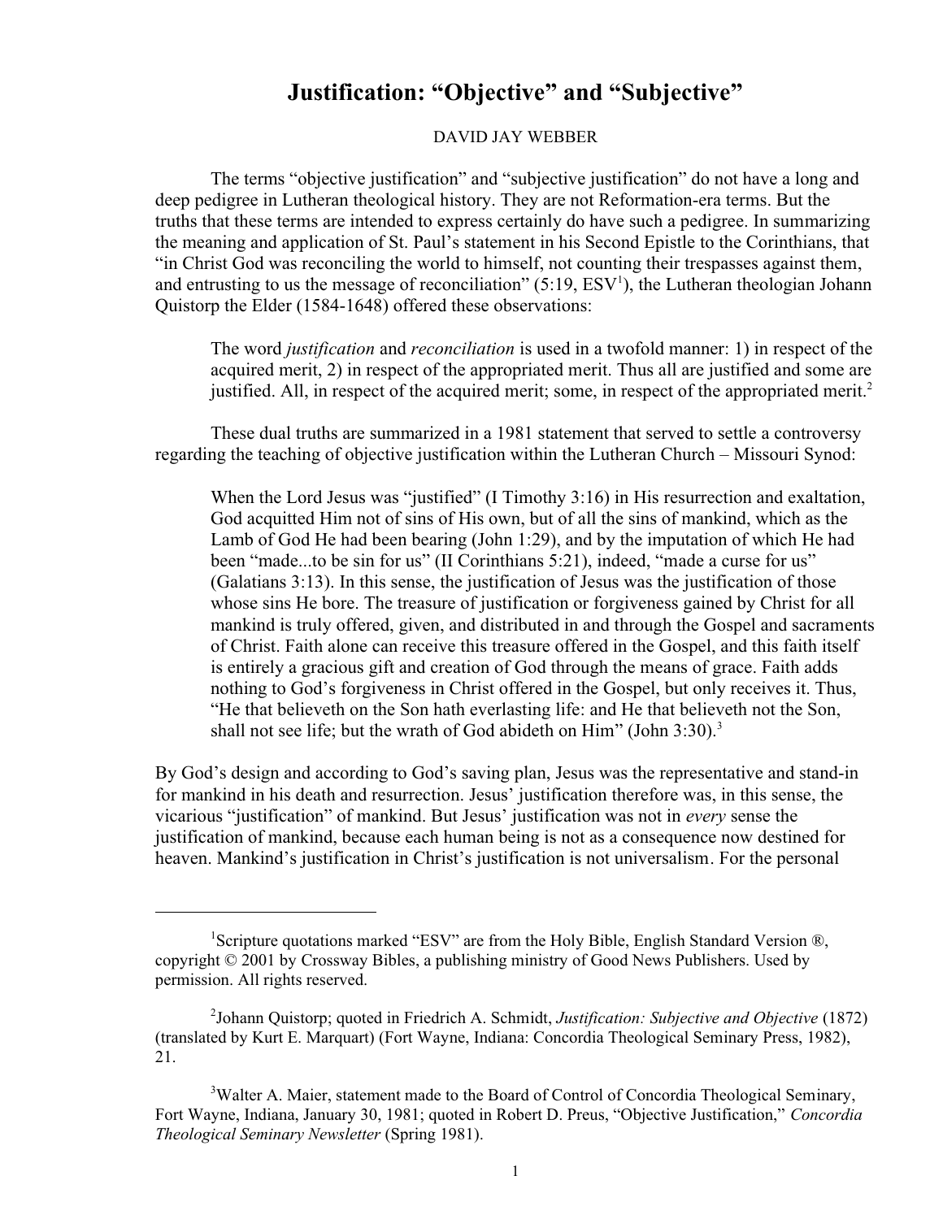# Justification: "Objective" and "Subjective"

DAVID JAY WEBBER

The terms "objective justification" and "subjective justification" do not have a long and deep pedigree in Lutheran theological history. They are not Reformation-era terms. But the truths that these terms are intended to express certainly do have such a pedigree. In summarizing the meaning and application of St. Paul's statement in his Second Epistle to the Corinthians, that "in Christ God was reconciling the world to himself, not counting their trespasses against them, and entrusting to us the message of reconciliation" (5:19, ESV[1]), the Lutheran theologian Johann Quistorp the Elder (1584-1648) offered these observations:

> The word *justification* and *reconciliation* is used in a twofold manner: 1) in respect of the acquired merit, 2) in respect of the appropriated merit. Thus all are justified and some are justified. All, in respect of the acquired merit; some, in respect of the appropriated merit.[2]

These dual truths are summarized in a 1981 statement that served to settle a controversy regarding the teaching of objective justification within the Lutheran Church – Missouri Synod:

> When the Lord Jesus was "justified" (I Timothy 3:16) in His resurrection and exaltation, God acquitted Him not of sins of His own, but of all the sins of mankind, which as the Lamb of God He had been bearing (John 1:29), and by the imputation of which He had been "made...to be sin for us" (II Corinthians 5:21), indeed, "made a curse for us" (Galatians 3:13). In this sense, the justification of Jesus was the justification of those whose sins He bore. The treasure of justification or forgiveness gained by Christ for all mankind is truly offered, given, and distributed in and through the Gospel and sacraments of Christ. Faith alone can receive this treasure offered in the Gospel, and this faith itself is entirely a gracious gift and creation of God through the means of grace. Faith adds nothing to God's forgiveness in Christ offered in the Gospel, but only receives it. Thus, "He that believeth on the Son hath everlasting life: and He that believeth not the Son, shall not see life; but the wrath of God abideth on Him" (John 3:30).[3]

By God's design and according to God's saving plan, Jesus was the representative and stand-in for mankind in his death and resurrection. Jesus' justification therefore was, in this sense, the vicarious "justification" of mankind. But Jesus' justification was not in *every* sense the justification of mankind, because each human being is not as a consequence now destined for heaven. Mankind's justification in Christ's justification is not universalism. For the personal

---

[1] Scripture quotations marked "ESV" are from the Holy Bible, English Standard Version ®, copyright © 2001 by Crossway Bibles, a publishing ministry of Good News Publishers. Used by permission. All rights reserved.

[2] Johann Quistorp; quoted in Friedrich A. Schmidt, *Justification: Subjective and Objective* (1872) (translated by Kurt E. Marquart) (Fort Wayne, Indiana: Concordia Theological Seminary Press, 1982), 21.

[3] Walter A. Maier, statement made to the Board of Control of Concordia Theological Seminary, Fort Wayne, Indiana, January 30, 1981; quoted in Robert D. Preus, "Objective Justification," *Concordia Theological Seminary Newsletter* (Spring 1981).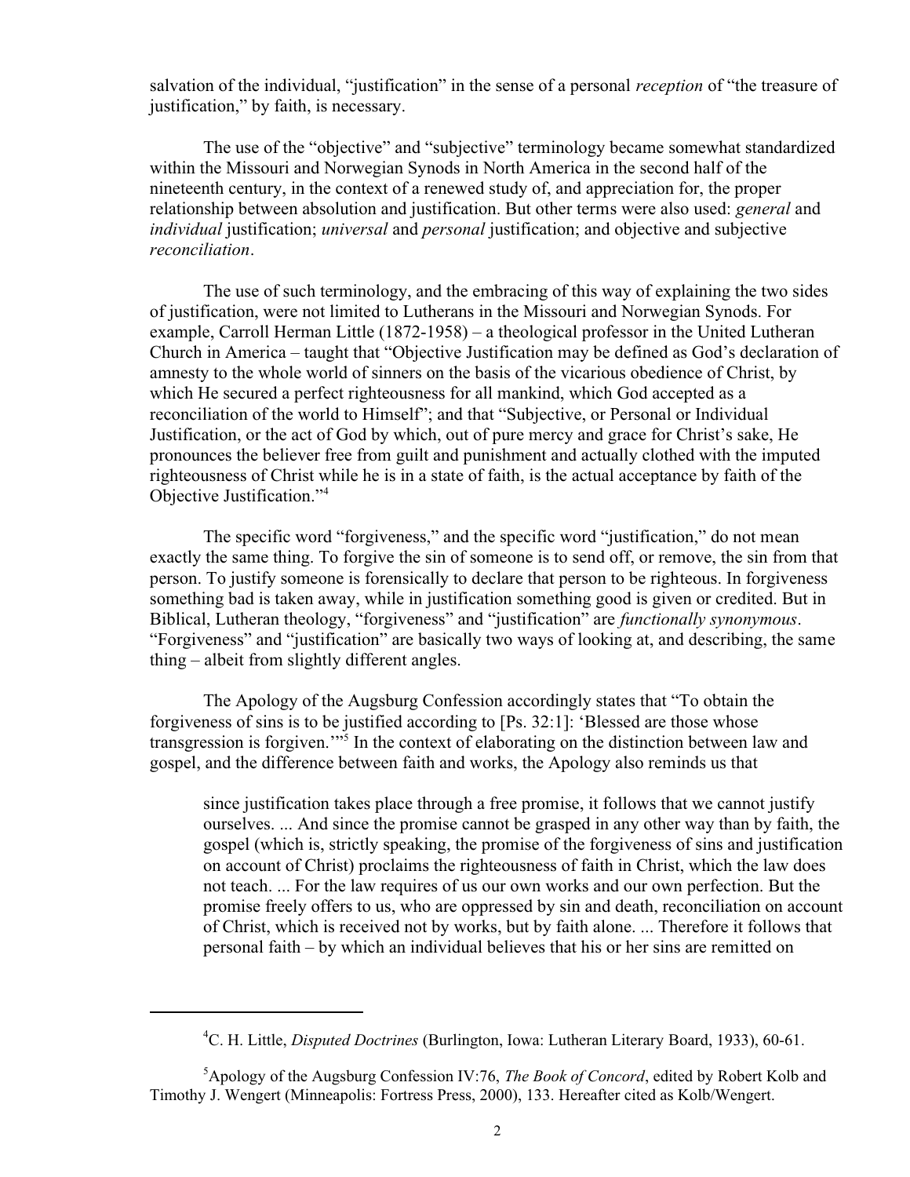salvation of the individual, "justification" in the sense of a personal *reception* of "the treasure of justification," by faith, is necessary.

The use of the "objective" and "subjective" terminology became somewhat standardized within the Missouri and Norwegian Synods in North America in the second half of the nineteenth century, in the context of a renewed study of, and appreciation for, the proper relationship between absolution and justification. But other terms were also used: *general* and *individual* justification; *universal* and *personal* justification; and objective and subjective *reconciliation*.

The use of such terminology, and the embracing of this way of explaining the two sides of justification, were not limited to Lutherans in the Missouri and Norwegian Synods. For example, Carroll Herman Little (1872-1958) – a theological professor in the United Lutheran Church in America – taught that "Objective Justification may be defined as God's declaration of amnesty to the whole world of sinners on the basis of the vicarious obedience of Christ, by which He secured a perfect righteousness for all mankind, which God accepted as a reconciliation of the world to Himself"; and that "Subjective, or Personal or Individual Justification, or the act of God by which, out of pure mercy and grace for Christ's sake, He pronounces the believer free from guilt and punishment and actually clothed with the imputed righteousness of Christ while he is in a state of faith, is the actual acceptance by faith of the Objective Justification."[4]

The specific word "forgiveness," and the specific word "justification," do not mean exactly the same thing. To forgive the sin of someone is to send off, or remove, the sin from that person. To justify someone is forensically to declare that person to be righteous. In forgiveness something bad is taken away, while in justification something good is given or credited. But in Biblical, Lutheran theology, "forgiveness" and "justification" are *functionally synonymous*. "Forgiveness" and "justification" are basically two ways of looking at, and describing, the same thing – albeit from slightly different angles.

The Apology of the Augsburg Confession accordingly states that "To obtain the forgiveness of sins is to be justified according to [Ps. 32:1]: 'Blessed are those whose transgression is forgiven.'"[5] In the context of elaborating on the distinction between law and gospel, and the difference between faith and works, the Apology also reminds us that

> since justification takes place through a free promise, it follows that we cannot justify ourselves. ... And since the promise cannot be grasped in any other way than by faith, the gospel (which is, strictly speaking, the promise of the forgiveness of sins and justification on account of Christ) proclaims the righteousness of faith in Christ, which the law does not teach. ... For the law requires of us our own works and our own perfection. But the promise freely offers to us, who are oppressed by sin and death, reconciliation on account of Christ, which is received not by works, but by faith alone. ... Therefore it follows that personal faith – by which an individual believes that his or her sins are remitted on

---

[4] C. H. Little, *Disputed Doctrines* (Burlington, Iowa: Lutheran Literary Board, 1933), 60-61.

[5] Apology of the Augsburg Confession IV:76, *The Book of Concord*, edited by Robert Kolb and Timothy J. Wengert (Minneapolis: Fortress Press, 2000), 133. Hereafter cited as Kolb/Wengert.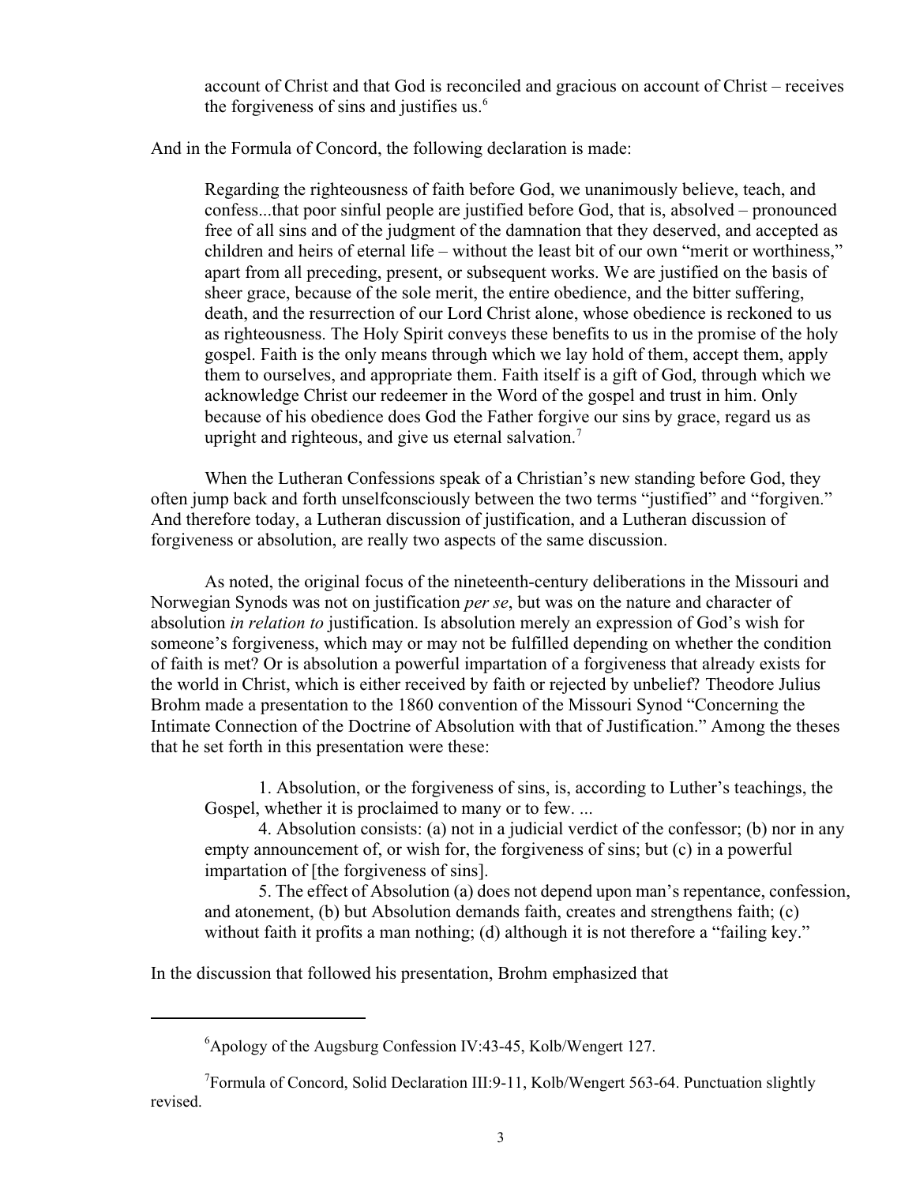> account of Christ and that God is reconciled and gracious on account of Christ – receives the forgiveness of sins and justifies us.[6]

And in the Formula of Concord, the following declaration is made:

> Regarding the righteousness of faith before God, we unanimously believe, teach, and confess...that poor sinful people are justified before God, that is, absolved – pronounced free of all sins and of the judgment of the damnation that they deserved, and accepted as children and heirs of eternal life – without the least bit of our own "merit or worthiness," apart from all preceding, present, or subsequent works. We are justified on the basis of sheer grace, because of the sole merit, the entire obedience, and the bitter suffering, death, and the resurrection of our Lord Christ alone, whose obedience is reckoned to us as righteousness. The Holy Spirit conveys these benefits to us in the promise of the holy gospel. Faith is the only means through which we lay hold of them, accept them, apply them to ourselves, and appropriate them. Faith itself is a gift of God, through which we acknowledge Christ our redeemer in the Word of the gospel and trust in him. Only because of his obedience does God the Father forgive our sins by grace, regard us as upright and righteous, and give us eternal salvation.[7]

When the Lutheran Confessions speak of a Christian's new standing before God, they often jump back and forth unselfconsciously between the two terms "justified" and "forgiven." And therefore today, a Lutheran discussion of justification, and a Lutheran discussion of forgiveness or absolution, are really two aspects of the same discussion.

As noted, the original focus of the nineteenth-century deliberations in the Missouri and Norwegian Synods was not on justification *per se*, but was on the nature and character of absolution *in relation to* justification. Is absolution merely an expression of God's wish for someone's forgiveness, which may or may not be fulfilled depending on whether the condition of faith is met? Or is absolution a powerful impartation of a forgiveness that already exists for the world in Christ, which is either received by faith or rejected by unbelief? Theodore Julius Brohm made a presentation to the 1860 convention of the Missouri Synod "Concerning the Intimate Connection of the Doctrine of Absolution with that of Justification." Among the theses that he set forth in this presentation were these:

> 1. Absolution, or the forgiveness of sins, is, according to Luther's teachings, the Gospel, whether it is proclaimed to many or to few. ...
>
> 4. Absolution consists: (a) not in a judicial verdict of the confessor; (b) nor in any empty announcement of, or wish for, the forgiveness of sins; but (c) in a powerful impartation of [the forgiveness of sins].
>
> 5. The effect of Absolution (a) does not depend upon man's repentance, confession, and atonement, (b) but Absolution demands faith, creates and strengthens faith; (c) without faith it profits a man nothing; (d) although it is not therefore a "failing key."

In the discussion that followed his presentation, Brohm emphasized that

---

[6] Apology of the Augsburg Confession IV:43-45, Kolb/Wengert 127.

[7] Formula of Concord, Solid Declaration III:9-11, Kolb/Wengert 563-64. Punctuation slightly revised.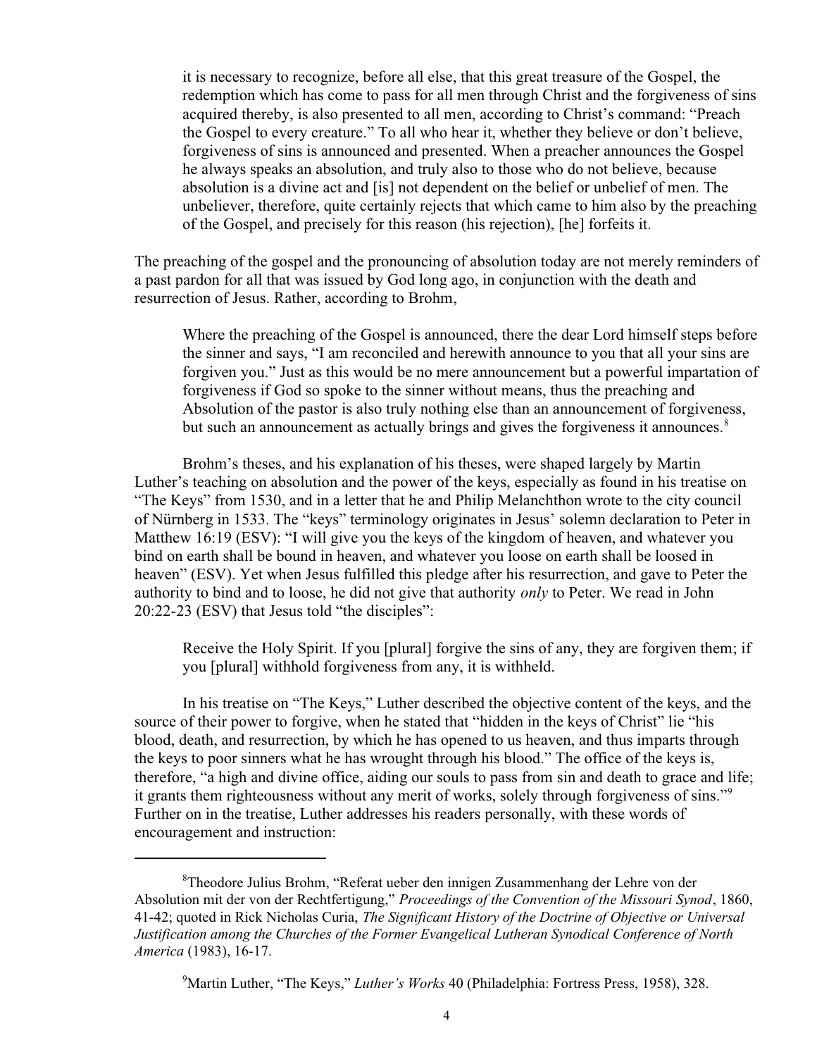> it is necessary to recognize, before all else, that this great treasure of the Gospel, the redemption which has come to pass for all men through Christ and the forgiveness of sins acquired thereby, is also presented to all men, according to Christ's command: "Preach the Gospel to every creature." To all who hear it, whether they believe or don't believe, forgiveness of sins is announced and presented. When a preacher announces the Gospel he always speaks an absolution, and truly also to those who do not believe, because absolution is a divine act and [is] not dependent on the belief or unbelief of men. The unbeliever, therefore, quite certainly rejects that which came to him also by the preaching of the Gospel, and precisely for this reason (his rejection), [he] forfeits it.

The preaching of the gospel and the pronouncing of absolution today are not merely reminders of a past pardon for all that was issued by God long ago, in conjunction with the death and resurrection of Jesus. Rather, according to Brohm,

> Where the preaching of the Gospel is announced, there the dear Lord himself steps before the sinner and says, "I am reconciled and herewith announce to you that all your sins are forgiven you." Just as this would be no mere announcement but a powerful impartation of forgiveness if God so spoke to the sinner without means, thus the preaching and Absolution of the pastor is also truly nothing else than an announcement of forgiveness, but such an announcement as actually brings and gives the forgiveness it announces.[8]

Brohm's theses, and his explanation of his theses, were shaped largely by Martin Luther's teaching on absolution and the power of the keys, especially as found in his treatise on "The Keys" from 1530, and in a letter that he and Philip Melanchthon wrote to the city council of Nürnberg in 1533. The "keys" terminology originates in Jesus' solemn declaration to Peter in Matthew 16:19 (ESV): "I will give you the keys of the kingdom of heaven, and whatever you bind on earth shall be bound in heaven, and whatever you loose on earth shall be loosed in heaven" (ESV). Yet when Jesus fulfilled this pledge after his resurrection, and gave to Peter the authority to bind and to loose, he did not give that authority *only* to Peter. We read in John 20:22-23 (ESV) that Jesus told "the disciples":

> Receive the Holy Spirit. If you [plural] forgive the sins of any, they are forgiven them; if you [plural] withhold forgiveness from any, it is withheld.

In his treatise on "The Keys," Luther described the objective content of the keys, and the source of their power to forgive, when he stated that "hidden in the keys of Christ" lie "his blood, death, and resurrection, by which he has opened to us heaven, and thus imparts through the keys to poor sinners what he has wrought through his blood." The office of the keys is, therefore, "a high and divine office, aiding our souls to pass from sin and death to grace and life; it grants them righteousness without any merit of works, solely through forgiveness of sins."[9] Further on in the treatise, Luther addresses his readers personally, with these words of encouragement and instruction:

---

[8] Theodore Julius Brohm, "Referat ueber den innigen Zusammenhang der Lehre von der Absolution mit der von der Rechtfertigung," *Proceedings of the Convention of the Missouri Synod*, 1860, 41-42; quoted in Rick Nicholas Curia, *The Significant History of the Doctrine of Objective or Universal Justification among the Churches of the Former Evangelical Lutheran Synodical Conference of North America* (1983), 16-17.

[9] Martin Luther, "The Keys," *Luther's Works* 40 (Philadelphia: Fortress Press, 1958), 328.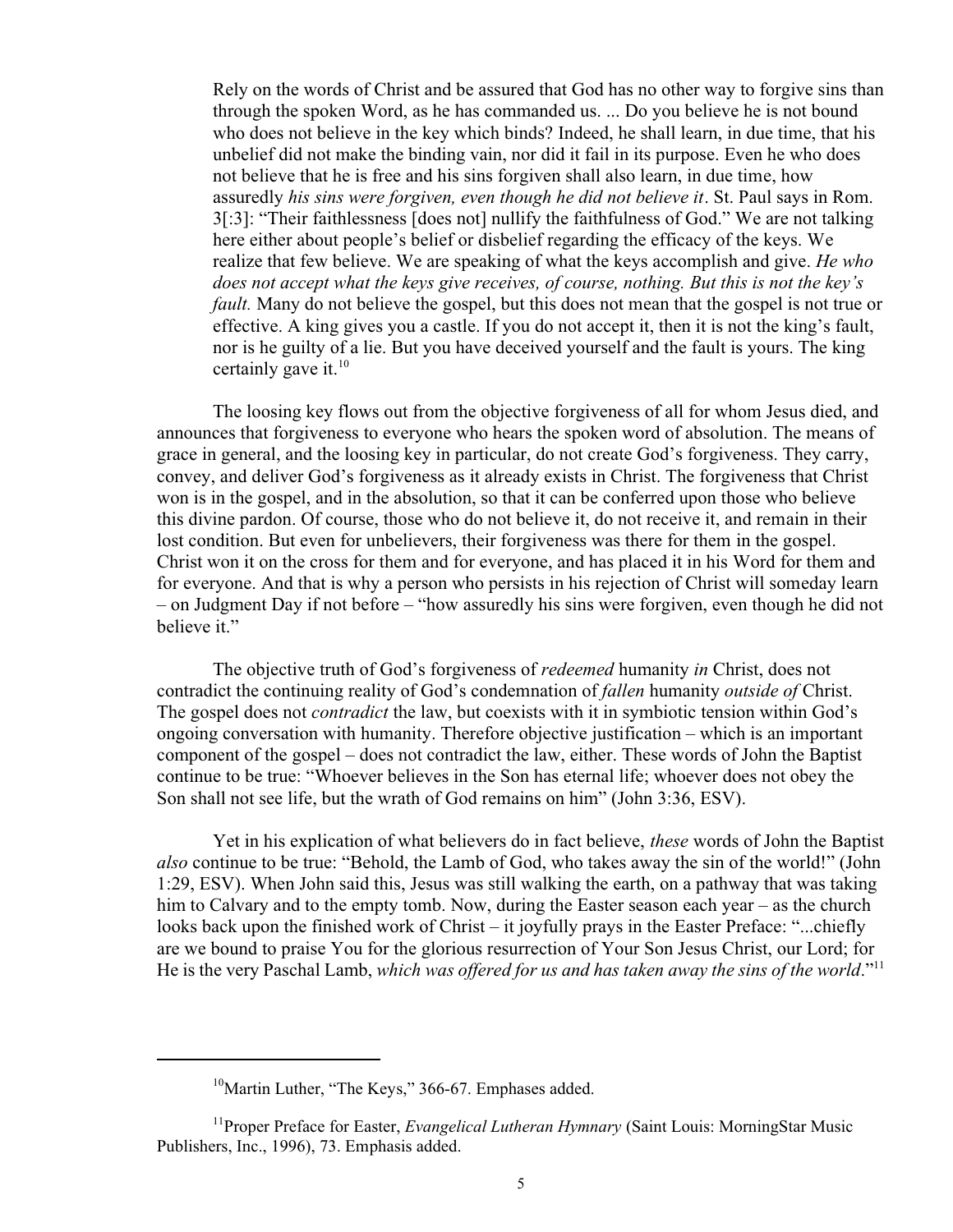> Rely on the words of Christ and be assured that God has no other way to forgive sins than through the spoken Word, as he has commanded us. ... Do you believe he is not bound who does not believe in the key which binds? Indeed, he shall learn, in due time, that his unbelief did not make the binding vain, nor did it fail in its purpose. Even he who does not believe that he is free and his sins forgiven shall also learn, in due time, how assuredly *his sins were forgiven, even though he did not believe it*. St. Paul says in Rom. 3[:3]: "Their faithlessness [does not] nullify the faithfulness of God." We are not talking here either about people's belief or disbelief regarding the efficacy of the keys. We realize that few believe. We are speaking of what the keys accomplish and give. *He who does not accept what the keys give receives, of course, nothing. But this is not the key's fault.* Many do not believe the gospel, but this does not mean that the gospel is not true or effective. A king gives you a castle. If you do not accept it, then it is not the king's fault, nor is he guilty of a lie. But you have deceived yourself and the fault is yours. The king certainly gave it.[10]

The loosing key flows out from the objective forgiveness of all for whom Jesus died, and announces that forgiveness to everyone who hears the spoken word of absolution. The means of grace in general, and the loosing key in particular, do not create God's forgiveness. They carry, convey, and deliver God's forgiveness as it already exists in Christ. The forgiveness that Christ won is in the gospel, and in the absolution, so that it can be conferred upon those who believe this divine pardon. Of course, those who do not believe it, do not receive it, and remain in their lost condition. But even for unbelievers, their forgiveness was there for them in the gospel. Christ won it on the cross for them and for everyone, and has placed it in his Word for them and for everyone. And that is why a person who persists in his rejection of Christ will someday learn – on Judgment Day if not before – "how assuredly his sins were forgiven, even though he did not believe it."

The objective truth of God's forgiveness of *redeemed* humanity *in* Christ, does not contradict the continuing reality of God's condemnation of *fallen* humanity *outside of* Christ. The gospel does not *contradict* the law, but coexists with it in symbiotic tension within God's ongoing conversation with humanity. Therefore objective justification – which is an important component of the gospel – does not contradict the law, either. These words of John the Baptist continue to be true: "Whoever believes in the Son has eternal life; whoever does not obey the Son shall not see life, but the wrath of God remains on him" (John 3:36, ESV).

Yet in his explication of what believers do in fact believe, *these* words of John the Baptist *also* continue to be true: "Behold, the Lamb of God, who takes away the sin of the world!" (John 1:29, ESV). When John said this, Jesus was still walking the earth, on a pathway that was taking him to Calvary and to the empty tomb. Now, during the Easter season each year – as the church looks back upon the finished work of Christ – it joyfully prays in the Easter Preface: "...chiefly are we bound to praise You for the glorious resurrection of Your Son Jesus Christ, our Lord; for He is the very Paschal Lamb, *which was offered for us and has taken away the sins of the world*."[11]

---

[10] Martin Luther, "The Keys," 366-67. Emphases added.

[11] Proper Preface for Easter, *Evangelical Lutheran Hymnary* (Saint Louis: MorningStar Music Publishers, Inc., 1996), 73. Emphasis added.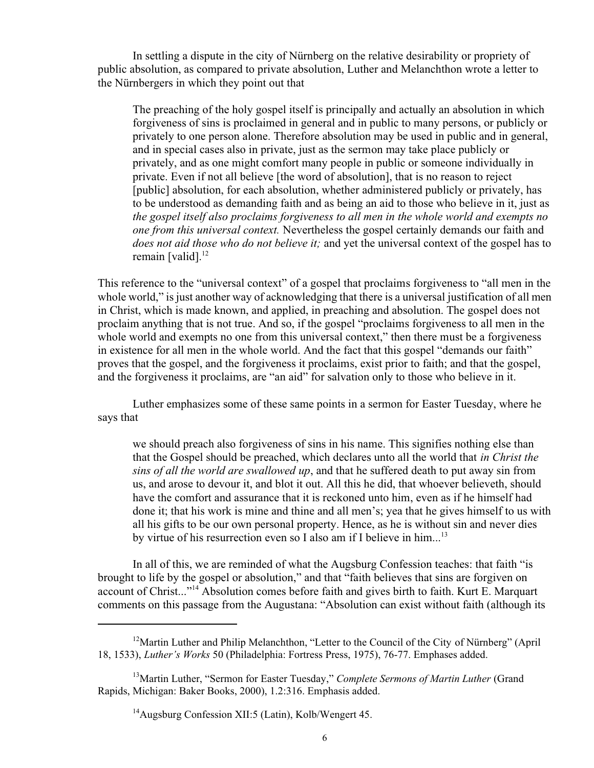In settling a dispute in the city of Nürnberg on the relative desirability or propriety of public absolution, as compared to private absolution, Luther and Melanchthon wrote a letter to the Nürnbergers in which they point out that

> The preaching of the holy gospel itself is principally and actually an absolution in which forgiveness of sins is proclaimed in general and in public to many persons, or publicly or privately to one person alone. Therefore absolution may be used in public and in general, and in special cases also in private, just as the sermon may take place publicly or privately, and as one might comfort many people in public or someone individually in private. Even if not all believe [the word of absolution], that is no reason to reject [public] absolution, for each absolution, whether administered publicly or privately, has to be understood as demanding faith and as being an aid to those who believe in it, just as *the gospel itself also proclaims forgiveness to all men in the whole world and exempts no one from this universal context.* Nevertheless the gospel certainly demands our faith and *does not aid those who do not believe it;* and yet the universal context of the gospel has to remain [valid].[12]

This reference to the "universal context" of a gospel that proclaims forgiveness to "all men in the whole world," is just another way of acknowledging that there is a universal justification of all men in Christ, which is made known, and applied, in preaching and absolution. The gospel does not proclaim anything that is not true. And so, if the gospel "proclaims forgiveness to all men in the whole world and exempts no one from this universal context," then there must be a forgiveness in existence for all men in the whole world. And the fact that this gospel "demands our faith" proves that the gospel, and the forgiveness it proclaims, exist prior to faith; and that the gospel, and the forgiveness it proclaims, are "an aid" for salvation only to those who believe in it.

Luther emphasizes some of these same points in a sermon for Easter Tuesday, where he says that

> we should preach also forgiveness of sins in his name. This signifies nothing else than that the Gospel should be preached, which declares unto all the world that *in Christ the sins of all the world are swallowed up*, and that he suffered death to put away sin from us, and arose to devour it, and blot it out. All this he did, that whoever believeth, should have the comfort and assurance that it is reckoned unto him, even as if he himself had done it; that his work is mine and thine and all men's; yea that he gives himself to us with all his gifts to be our own personal property. Hence, as he is without sin and never dies by virtue of his resurrection even so I also am if I believe in him...[13]

In all of this, we are reminded of what the Augsburg Confession teaches: that faith "is brought to life by the gospel or absolution," and that "faith believes that sins are forgiven on account of Christ..."[14] Absolution comes before faith and gives birth to faith. Kurt E. Marquart comments on this passage from the Augustana: "Absolution can exist without faith (although its

---

[12] Martin Luther and Philip Melanchthon, "Letter to the Council of the City of Nürnberg" (April 18, 1533), *Luther's Works* 50 (Philadelphia: Fortress Press, 1975), 76-77. Emphases added.

[13] Martin Luther, "Sermon for Easter Tuesday," *Complete Sermons of Martin Luther* (Grand Rapids, Michigan: Baker Books, 2000), 1.2:316. Emphasis added.

[14] Augsburg Confession XII:5 (Latin), Kolb/Wengert 45.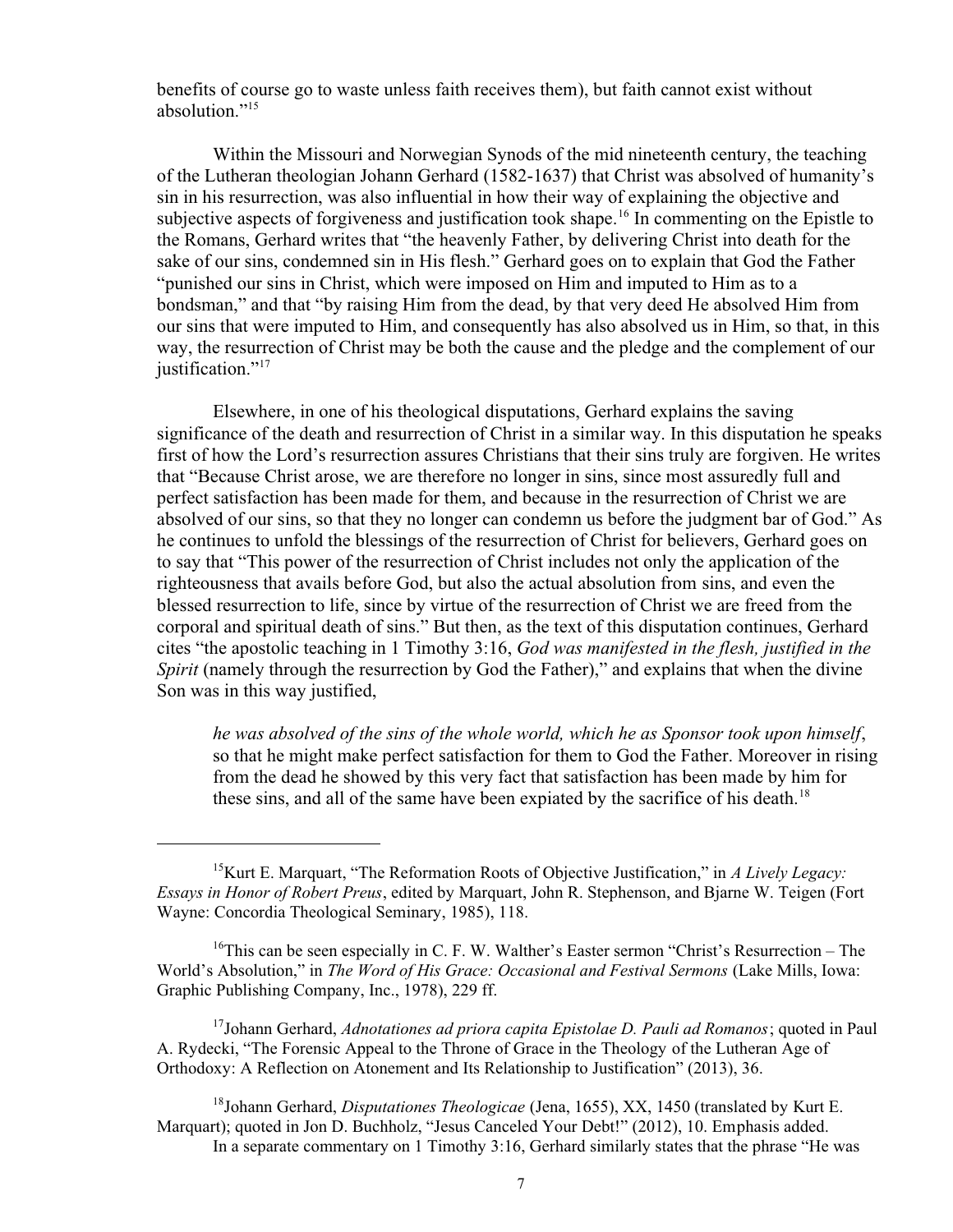benefits of course go to waste unless faith receives them), but faith cannot exist without absolution."[15]

Within the Missouri and Norwegian Synods of the mid nineteenth century, the teaching of the Lutheran theologian Johann Gerhard (1582-1637) that Christ was absolved of humanity's sin in his resurrection, was also influential in how their way of explaining the objective and subjective aspects of forgiveness and justification took shape.[16] In commenting on the Epistle to the Romans, Gerhard writes that "the heavenly Father, by delivering Christ into death for the sake of our sins, condemned sin in His flesh." Gerhard goes on to explain that God the Father "punished our sins in Christ, which were imposed on Him and imputed to Him as to a bondsman," and that "by raising Him from the dead, by that very deed He absolved Him from our sins that were imputed to Him, and consequently has also absolved us in Him, so that, in this way, the resurrection of Christ may be both the cause and the pledge and the complement of our justification."[17]

Elsewhere, in one of his theological disputations, Gerhard explains the saving significance of the death and resurrection of Christ in a similar way. In this disputation he speaks first of how the Lord's resurrection assures Christians that their sins truly are forgiven. He writes that "Because Christ arose, we are therefore no longer in sins, since most assuredly full and perfect satisfaction has been made for them, and because in the resurrection of Christ we are absolved of our sins, so that they no longer can condemn us before the judgment bar of God." As he continues to unfold the blessings of the resurrection of Christ for believers, Gerhard goes on to say that "This power of the resurrection of Christ includes not only the application of the righteousness that avails before God, but also the actual absolution from sins, and even the blessed resurrection to life, since by virtue of the resurrection of Christ we are freed from the corporal and spiritual death of sins." But then, as the text of this disputation continues, Gerhard cites "the apostolic teaching in 1 Timothy 3:16, *God was manifested in the flesh, justified in the Spirit* (namely through the resurrection by God the Father)," and explains that when the divine Son was in this way justified,

> *he was absolved of the sins of the whole world, which he as Sponsor took upon himself*, so that he might make perfect satisfaction for them to God the Father. Moreover in rising from the dead he showed by this very fact that satisfaction has been made by him for these sins, and all of the same have been expiated by the sacrifice of his death.[18]

---

[15] Kurt E. Marquart, "The Reformation Roots of Objective Justification," in *A Lively Legacy: Essays in Honor of Robert Preus*, edited by Marquart, John R. Stephenson, and Bjarne W. Teigen (Fort Wayne: Concordia Theological Seminary, 1985), 118.

[16] This can be seen especially in C. F. W. Walther's Easter sermon "Christ's Resurrection – The World's Absolution," in *The Word of His Grace: Occasional and Festival Sermons* (Lake Mills, Iowa: Graphic Publishing Company, Inc., 1978), 229 ff.

[17] Johann Gerhard, *Adnotationes ad priora capita Epistolae D. Pauli ad Romanos*; quoted in Paul A. Rydecki, "The Forensic Appeal to the Throne of Grace in the Theology of the Lutheran Age of Orthodoxy: A Reflection on Atonement and Its Relationship to Justification" (2013), 36.

[18] Johann Gerhard, *Disputationes Theologicae* (Jena, 1655), XX, 1450 (translated by Kurt E. Marquart); quoted in Jon D. Buchholz, "Jesus Canceled Your Debt!" (2012), 10. Emphasis added.

In a separate commentary on 1 Timothy 3:16, Gerhard similarly states that the phrase "He was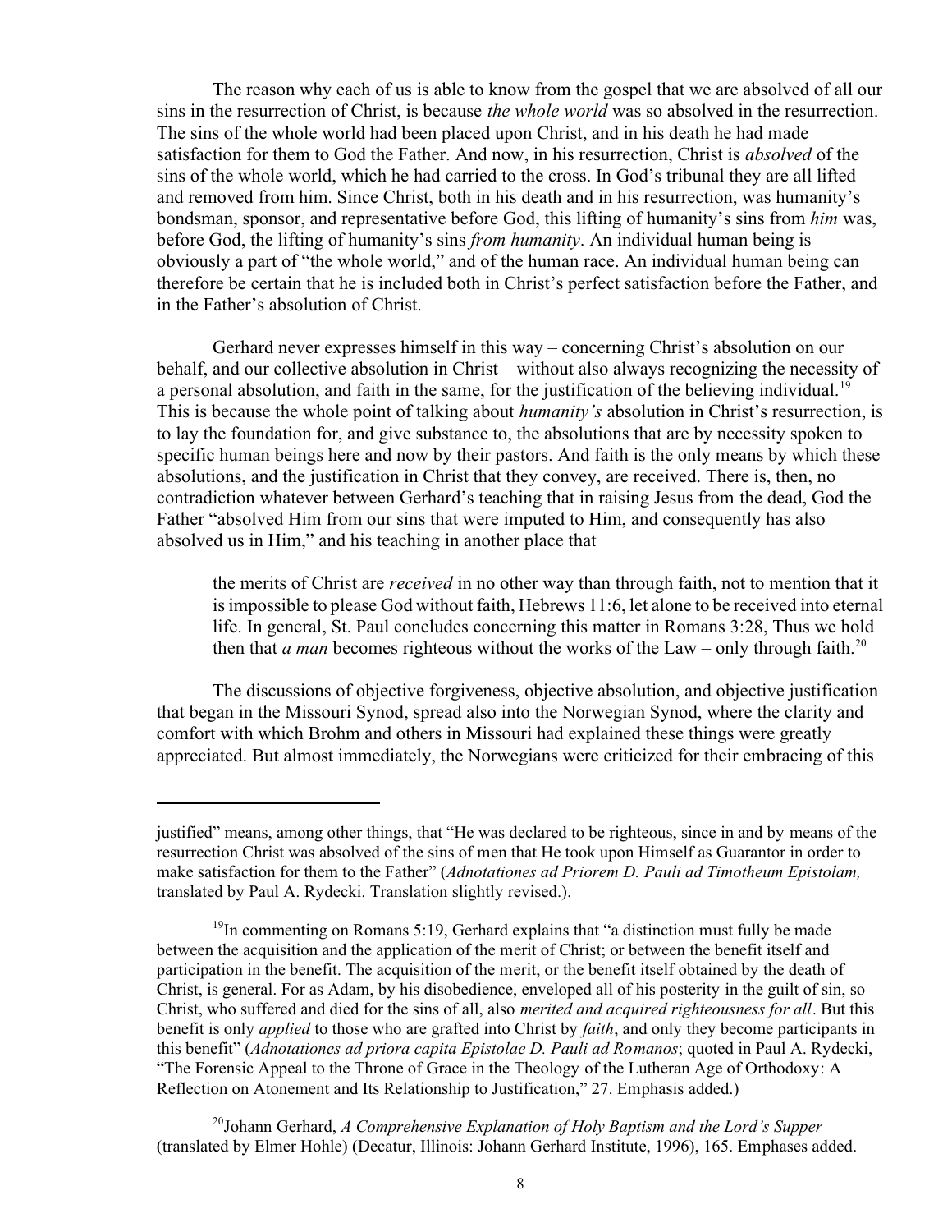The reason why each of us is able to know from the gospel that we are absolved of all our sins in the resurrection of Christ, is because *the whole world* was so absolved in the resurrection. The sins of the whole world had been placed upon Christ, and in his death he had made satisfaction for them to God the Father. And now, in his resurrection, Christ is *absolved* of the sins of the whole world, which he had carried to the cross. In God's tribunal they are all lifted and removed from him. Since Christ, both in his death and in his resurrection, was humanity's bondsman, sponsor, and representative before God, this lifting of humanity's sins from *him* was, before God, the lifting of humanity's sins *from humanity*. An individual human being is obviously a part of "the whole world," and of the human race. An individual human being can therefore be certain that he is included both in Christ's perfect satisfaction before the Father, and in the Father's absolution of Christ.

Gerhard never expresses himself in this way – concerning Christ's absolution on our behalf, and our collective absolution in Christ – without also always recognizing the necessity of a personal absolution, and faith in the same, for the justification of the believing individual.[19] This is because the whole point of talking about *humanity's* absolution in Christ's resurrection, is to lay the foundation for, and give substance to, the absolutions that are by necessity spoken to specific human beings here and now by their pastors. And faith is the only means by which these absolutions, and the justification in Christ that they convey, are received. There is, then, no contradiction whatever between Gerhard's teaching that in raising Jesus from the dead, God the Father "absolved Him from our sins that were imputed to Him, and consequently has also absolved us in Him," and his teaching in another place that

> the merits of Christ are *received* in no other way than through faith, not to mention that it is impossible to please God without faith, Hebrews 11:6, let alone to be received into eternal life. In general, St. Paul concludes concerning this matter in Romans 3:28, Thus we hold then that *a man* becomes righteous without the works of the Law – only through faith.[20]

The discussions of objective forgiveness, objective absolution, and objective justification that began in the Missouri Synod, spread also into the Norwegian Synod, where the clarity and comfort with which Brohm and others in Missouri had explained these things were greatly appreciated. But almost immediately, the Norwegians were criticized for their embracing of this

---

justified" means, among other things, that "He was declared to be righteous, since in and by means of the resurrection Christ was absolved of the sins of men that He took upon Himself as Guarantor in order to make satisfaction for them to the Father" (*Adnotationes ad Priorem D. Pauli ad Timotheum Epistolam,* translated by Paul A. Rydecki. Translation slightly revised.).

[19]In commenting on Romans 5:19, Gerhard explains that "a distinction must fully be made between the acquisition and the application of the merit of Christ; or between the benefit itself and participation in the benefit. The acquisition of the merit, or the benefit itself obtained by the death of Christ, is general. For as Adam, by his disobedience, enveloped all of his posterity in the guilt of sin, so Christ, who suffered and died for the sins of all, also *merited and acquired righteousness for all*. But this benefit is only *applied* to those who are grafted into Christ by *faith*, and only they become participants in this benefit" (*Adnotationes ad priora capita Epistolae D. Pauli ad Romanos*; quoted in Paul A. Rydecki, "The Forensic Appeal to the Throne of Grace in the Theology of the Lutheran Age of Orthodoxy: A Reflection on Atonement and Its Relationship to Justification," 27. Emphasis added.)

[20]Johann Gerhard, *A Comprehensive Explanation of Holy Baptism and the Lord's Supper* (translated by Elmer Hohle) (Decatur, Illinois: Johann Gerhard Institute, 1996), 165. Emphases added.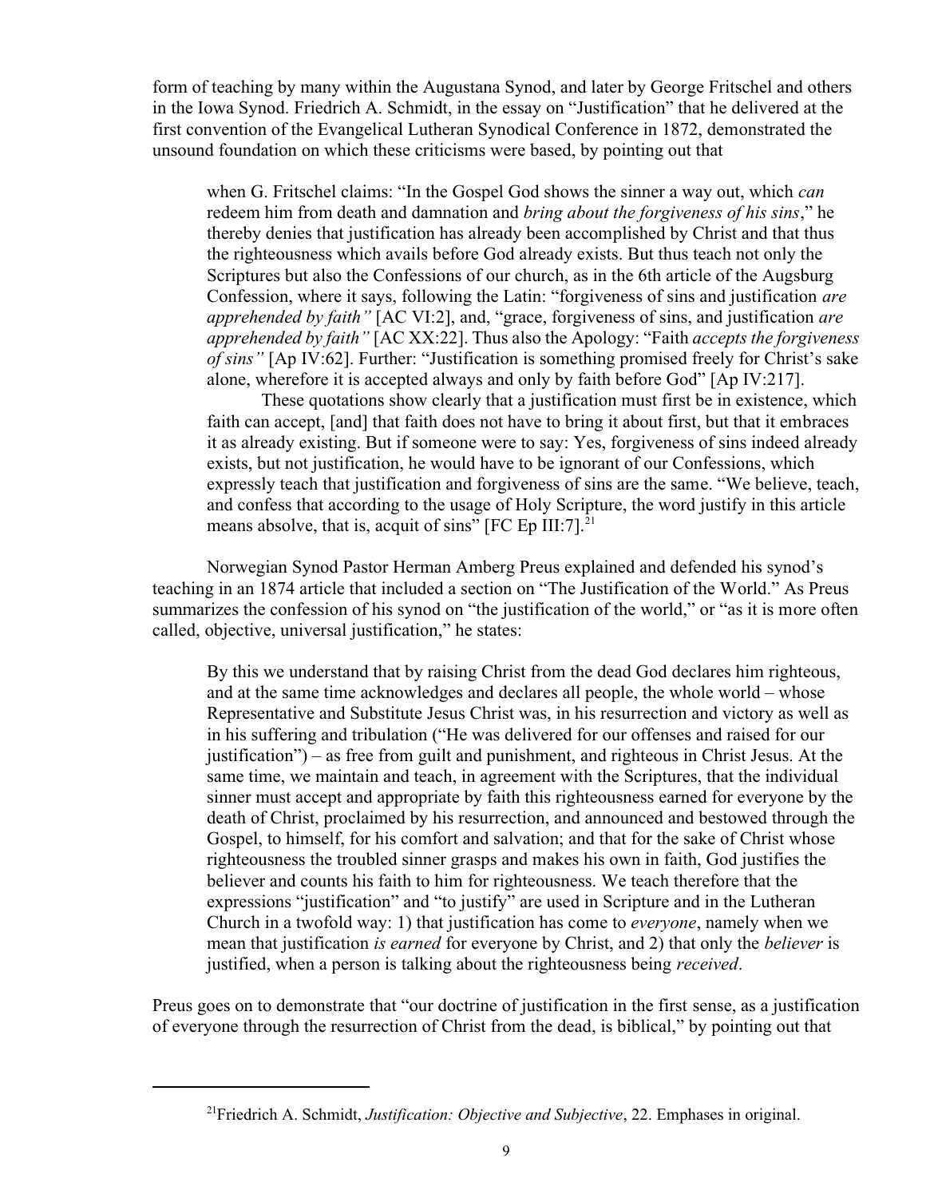form of teaching by many within the Augustana Synod, and later by George Fritschel and others in the Iowa Synod. Friedrich A. Schmidt, in the essay on "Justification" that he delivered at the first convention of the Evangelical Lutheran Synodical Conference in 1872, demonstrated the unsound foundation on which these criticisms were based, by pointing out that

> when G. Fritschel claims: "In the Gospel God shows the sinner a way out, which *can* redeem him from death and damnation and *bring about the forgiveness of his sins*," he thereby denies that justification has already been accomplished by Christ and that thus the righteousness which avails before God already exists. But thus teach not only the Scriptures but also the Confessions of our church, as in the 6th article of the Augsburg Confession, where it says, following the Latin: "forgiveness of sins and justification *are apprehended by faith"* [AC VI:2], and, "grace, forgiveness of sins, and justification *are apprehended by faith"* [AC XX:22]. Thus also the Apology: "Faith *accepts the forgiveness of sins"* [Ap IV:62]. Further: "Justification is something promised freely for Christ's sake alone, wherefore it is accepted always and only by faith before God" [Ap IV:217].
>
> These quotations show clearly that a justification must first be in existence, which faith can accept, [and] that faith does not have to bring it about first, but that it embraces it as already existing. But if someone were to say: Yes, forgiveness of sins indeed already exists, but not justification, he would have to be ignorant of our Confessions, which expressly teach that justification and forgiveness of sins are the same. "We believe, teach, and confess that according to the usage of Holy Scripture, the word justify in this article means absolve, that is, acquit of sins" [FC Ep III:7].[21]

Norwegian Synod Pastor Herman Amberg Preus explained and defended his synod's teaching in an 1874 article that included a section on "The Justification of the World." As Preus summarizes the confession of his synod on "the justification of the world," or "as it is more often called, objective, universal justification," he states:

> By this we understand that by raising Christ from the dead God declares him righteous, and at the same time acknowledges and declares all people, the whole world – whose Representative and Substitute Jesus Christ was, in his resurrection and victory as well as in his suffering and tribulation ("He was delivered for our offenses and raised for our justification") – as free from guilt and punishment, and righteous in Christ Jesus. At the same time, we maintain and teach, in agreement with the Scriptures, that the individual sinner must accept and appropriate by faith this righteousness earned for everyone by the death of Christ, proclaimed by his resurrection, and announced and bestowed through the Gospel, to himself, for his comfort and salvation; and that for the sake of Christ whose righteousness the troubled sinner grasps and makes his own in faith, God justifies the believer and counts his faith to him for righteousness. We teach therefore that the expressions "justification" and "to justify" are used in Scripture and in the Lutheran Church in a twofold way: 1) that justification has come to *everyone*, namely when we mean that justification *is earned* for everyone by Christ, and 2) that only the *believer* is justified, when a person is talking about the righteousness being *received*.

Preus goes on to demonstrate that "our doctrine of justification in the first sense, as a justification of everyone through the resurrection of Christ from the dead, is biblical," by pointing out that

---

[21] Friedrich A. Schmidt, *Justification: Objective and Subjective*, 22. Emphases in original.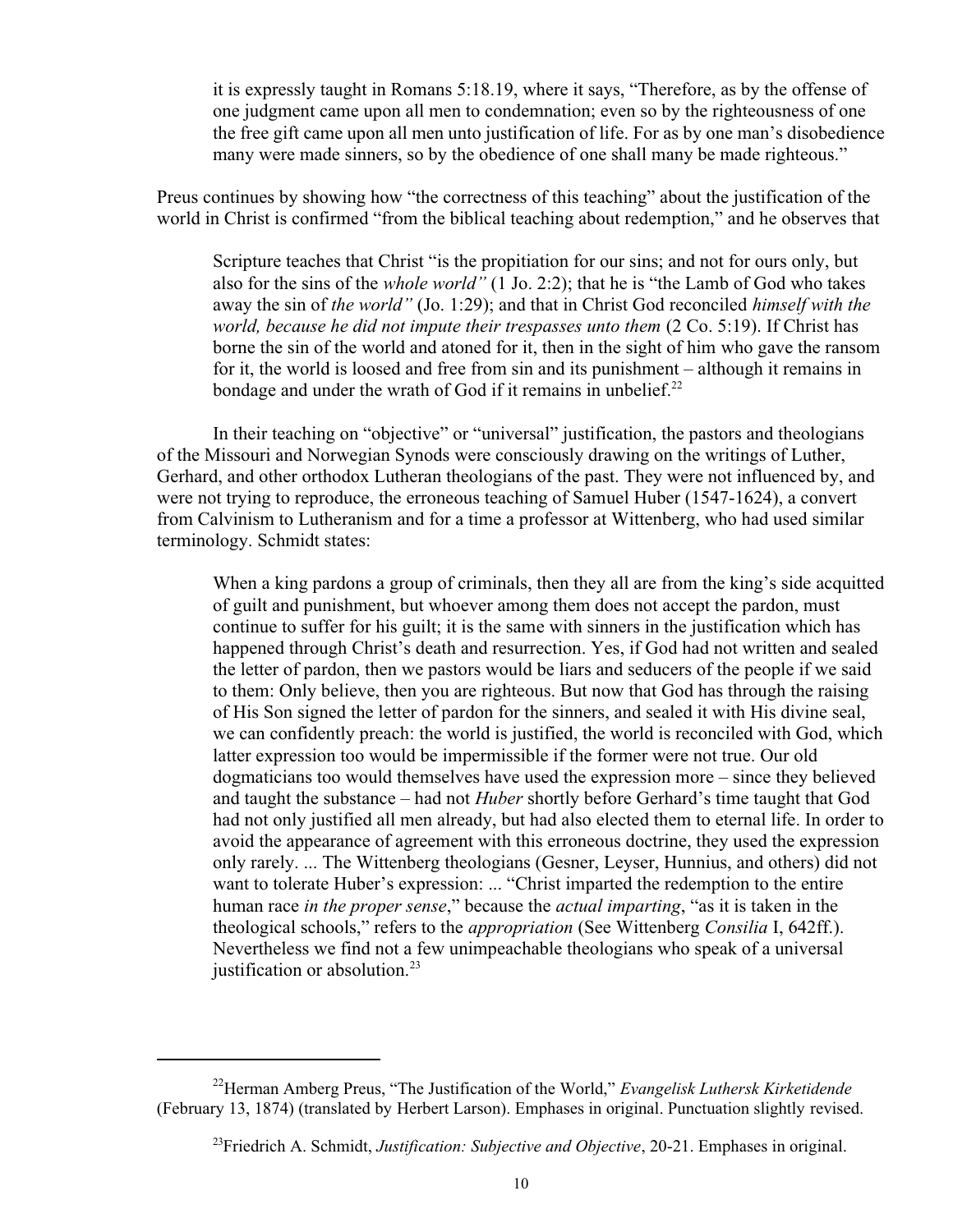> it is expressly taught in Romans 5:18.19, where it says, "Therefore, as by the offense of one judgment came upon all men to condemnation; even so by the righteousness of one the free gift came upon all men unto justification of life. For as by one man's disobedience many were made sinners, so by the obedience of one shall many be made righteous."

Preus continues by showing how "the correctness of this teaching" about the justification of the world in Christ is confirmed "from the biblical teaching about redemption," and he observes that

> Scripture teaches that Christ "is the propitiation for our sins; and not for ours only, but also for the sins of the *whole world"* (1 Jo. 2:2); that he is "the Lamb of God who takes away the sin of *the world"* (Jo. 1:29); and that in Christ God reconciled *himself with the world, because he did not impute their trespasses unto them* (2 Co. 5:19). If Christ has borne the sin of the world and atoned for it, then in the sight of him who gave the ransom for it, the world is loosed and free from sin and its punishment – although it remains in bondage and under the wrath of God if it remains in unbelief.[22]

In their teaching on "objective" or "universal" justification, the pastors and theologians of the Missouri and Norwegian Synods were consciously drawing on the writings of Luther, Gerhard, and other orthodox Lutheran theologians of the past. They were not influenced by, and were not trying to reproduce, the erroneous teaching of Samuel Huber (1547-1624), a convert from Calvinism to Lutheranism and for a time a professor at Wittenberg, who had used similar terminology. Schmidt states:

> When a king pardons a group of criminals, then they all are from the king's side acquitted of guilt and punishment, but whoever among them does not accept the pardon, must continue to suffer for his guilt; it is the same with sinners in the justification which has happened through Christ's death and resurrection. Yes, if God had not written and sealed the letter of pardon, then we pastors would be liars and seducers of the people if we said to them: Only believe, then you are righteous. But now that God has through the raising of His Son signed the letter of pardon for the sinners, and sealed it with His divine seal, we can confidently preach: the world is justified, the world is reconciled with God, which latter expression too would be impermissible if the former were not true. Our old dogmaticians too would themselves have used the expression more – since they believed and taught the substance – had not *Huber* shortly before Gerhard's time taught that God had not only justified all men already, but had also elected them to eternal life. In order to avoid the appearance of agreement with this erroneous doctrine, they used the expression only rarely. ... The Wittenberg theologians (Gesner, Leyser, Hunnius, and others) did not want to tolerate Huber's expression: ... "Christ imparted the redemption to the entire human race *in the proper sense*," because the *actual imparting*, "as it is taken in the theological schools," refers to the *appropriation* (See Wittenberg *Consilia* I, 642ff.). Nevertheless we find not a few unimpeachable theologians who speak of a universal justification or absolution.[23]

---

[22] Herman Amberg Preus, "The Justification of the World," *Evangelisk Luthersk Kirketidende* (February 13, 1874) (translated by Herbert Larson). Emphases in original. Punctuation slightly revised.

[23] Friedrich A. Schmidt, *Justification: Subjective and Objective*, 20-21. Emphases in original.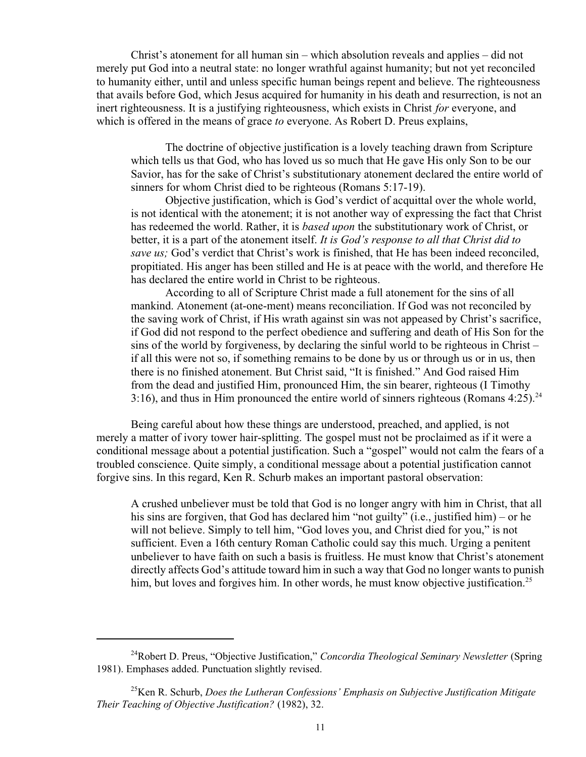Christ's atonement for all human sin – which absolution reveals and applies – did not merely put God into a neutral state: no longer wrathful against humanity; but not yet reconciled to humanity either, until and unless specific human beings repent and believe. The righteousness that avails before God, which Jesus acquired for humanity in his death and resurrection, is not an inert righteousness. It is a justifying righteousness, which exists in Christ *for* everyone, and which is offered in the means of grace *to* everyone. As Robert D. Preus explains,

> The doctrine of objective justification is a lovely teaching drawn from Scripture which tells us that God, who has loved us so much that He gave His only Son to be our Savior, has for the sake of Christ's substitutionary atonement declared the entire world of sinners for whom Christ died to be righteous (Romans 5:17-19).
>
> Objective justification, which is God's verdict of acquittal over the whole world, is not identical with the atonement; it is not another way of expressing the fact that Christ has redeemed the world. Rather, it is *based upon* the substitutionary work of Christ, or better, it is a part of the atonement itself. *It is God's response to all that Christ did to save us;* God's verdict that Christ's work is finished, that He has been indeed reconciled, propitiated. His anger has been stilled and He is at peace with the world, and therefore He has declared the entire world in Christ to be righteous.
>
> According to all of Scripture Christ made a full atonement for the sins of all mankind. Atonement (at-one-ment) means reconciliation. If God was not reconciled by the saving work of Christ, if His wrath against sin was not appeased by Christ's sacrifice, if God did not respond to the perfect obedience and suffering and death of His Son for the sins of the world by forgiveness, by declaring the sinful world to be righteous in Christ – if all this were not so, if something remains to be done by us or through us or in us, then there is no finished atonement. But Christ said, "It is finished." And God raised Him from the dead and justified Him, pronounced Him, the sin bearer, righteous (I Timothy 3:16), and thus in Him pronounced the entire world of sinners righteous (Romans 4:25).[24]

Being careful about how these things are understood, preached, and applied, is not merely a matter of ivory tower hair-splitting. The gospel must not be proclaimed as if it were a conditional message about a potential justification. Such a "gospel" would not calm the fears of a troubled conscience. Quite simply, a conditional message about a potential justification cannot forgive sins. In this regard, Ken R. Schurb makes an important pastoral observation:

> A crushed unbeliever must be told that God is no longer angry with him in Christ, that all his sins are forgiven, that God has declared him "not guilty" (i.e., justified him) – or he will not believe. Simply to tell him, "God loves you, and Christ died for you," is not sufficient. Even a 16th century Roman Catholic could say this much. Urging a penitent unbeliever to have faith on such a basis is fruitless. He must know that Christ's atonement directly affects God's attitude toward him in such a way that God no longer wants to punish him, but loves and forgives him. In other words, he must know objective justification.[25]

---

[24] Robert D. Preus, "Objective Justification," *Concordia Theological Seminary Newsletter* (Spring 1981). Emphases added. Punctuation slightly revised.

[25] Ken R. Schurb, *Does the Lutheran Confessions' Emphasis on Subjective Justification Mitigate Their Teaching of Objective Justification?* (1982), 32.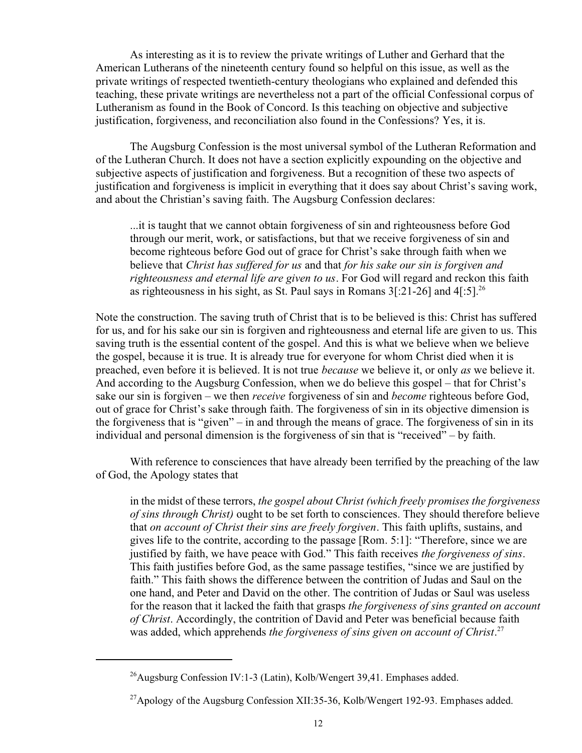As interesting as it is to review the private writings of Luther and Gerhard that the American Lutherans of the nineteenth century found so helpful on this issue, as well as the private writings of respected twentieth-century theologians who explained and defended this teaching, these private writings are nevertheless not a part of the official Confessional corpus of Lutheranism as found in the Book of Concord. Is this teaching on objective and subjective justification, forgiveness, and reconciliation also found in the Confessions? Yes, it is.

The Augsburg Confession is the most universal symbol of the Lutheran Reformation and of the Lutheran Church. It does not have a section explicitly expounding on the objective and subjective aspects of justification and forgiveness. But a recognition of these two aspects of justification and forgiveness is implicit in everything that it does say about Christ's saving work, and about the Christian's saving faith. The Augsburg Confession declares:

> ...it is taught that we cannot obtain forgiveness of sin and righteousness before God through our merit, work, or satisfactions, but that we receive forgiveness of sin and become righteous before God out of grace for Christ's sake through faith when we believe that *Christ has suffered for us* and that *for his sake our sin is forgiven and righteousness and eternal life are given to us*. For God will regard and reckon this faith as righteousness in his sight, as St. Paul says in Romans 3[:21-26] and 4[:5].[26]

Note the construction. The saving truth of Christ that is to be believed is this: Christ has suffered for us, and for his sake our sin is forgiven and righteousness and eternal life are given to us. This saving truth is the essential content of the gospel. And this is what we believe when we believe the gospel, because it is true. It is already true for everyone for whom Christ died when it is preached, even before it is believed. It is not true *because* we believe it, or only *as* we believe it. And according to the Augsburg Confession, when we do believe this gospel – that for Christ's sake our sin is forgiven – we then *receive* forgiveness of sin and *become* righteous before God, out of grace for Christ's sake through faith. The forgiveness of sin in its objective dimension is the forgiveness that is "given" – in and through the means of grace. The forgiveness of sin in its individual and personal dimension is the forgiveness of sin that is "received" – by faith.

With reference to consciences that have already been terrified by the preaching of the law of God, the Apology states that

> in the midst of these terrors, *the gospel about Christ (which freely promises the forgiveness of sins through Christ)* ought to be set forth to consciences. They should therefore believe that *on account of Christ their sins are freely forgiven*. This faith uplifts, sustains, and gives life to the contrite, according to the passage [Rom. 5:1]: "Therefore, since we are justified by faith, we have peace with God." This faith receives *the forgiveness of sins*. This faith justifies before God, as the same passage testifies, "since we are justified by faith." This faith shows the difference between the contrition of Judas and Saul on the one hand, and Peter and David on the other. The contrition of Judas or Saul was useless for the reason that it lacked the faith that grasps *the forgiveness of sins granted on account of Christ*. Accordingly, the contrition of David and Peter was beneficial because faith was added, which apprehends *the forgiveness of sins given on account of Christ*.[27]

---

[26] Augsburg Confession IV:1-3 (Latin), Kolb/Wengert 39,41. Emphases added.

[27] Apology of the Augsburg Confession XII:35-36, Kolb/Wengert 192-93. Emphases added.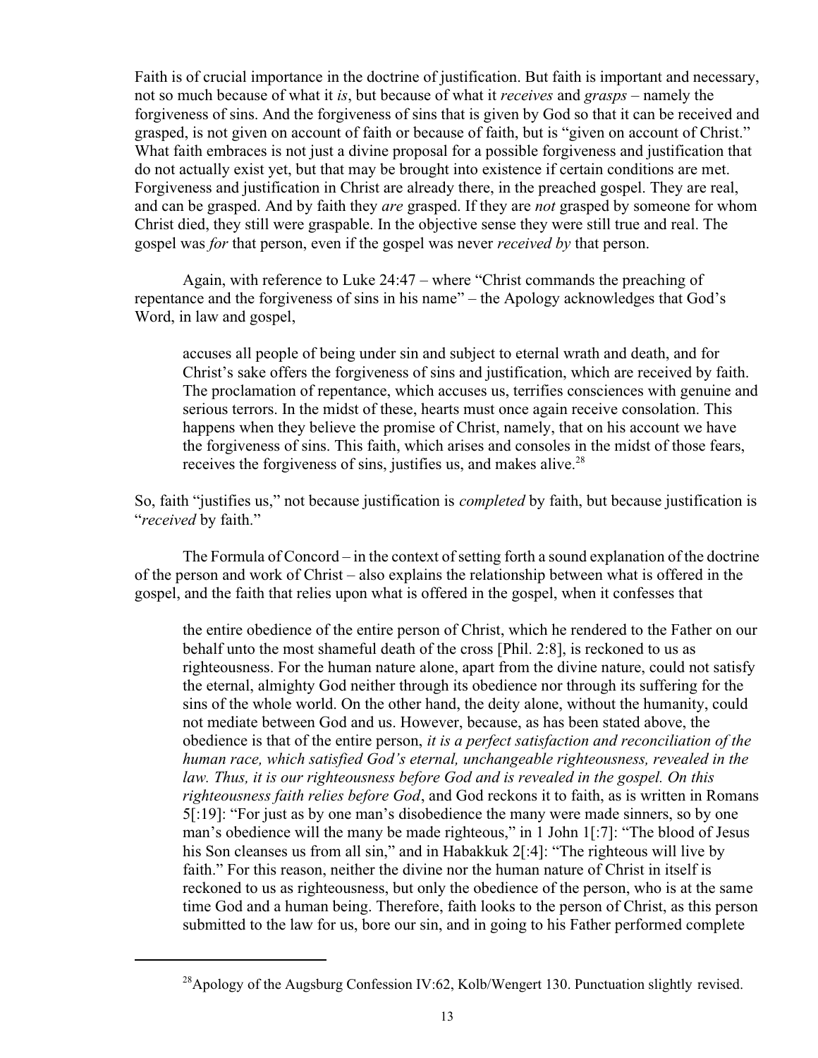Faith is of crucial importance in the doctrine of justification. But faith is important and necessary, not so much because of what it *is*, but because of what it *receives* and *grasps* – namely the forgiveness of sins. And the forgiveness of sins that is given by God so that it can be received and grasped, is not given on account of faith or because of faith, but is "given on account of Christ." What faith embraces is not just a divine proposal for a possible forgiveness and justification that do not actually exist yet, but that may be brought into existence if certain conditions are met. Forgiveness and justification in Christ are already there, in the preached gospel. They are real, and can be grasped. And by faith they *are* grasped. If they are *not* grasped by someone for whom Christ died, they still were graspable. In the objective sense they were still true and real. The gospel was *for* that person, even if the gospel was never *received by* that person.

Again, with reference to Luke 24:47 – where "Christ commands the preaching of repentance and the forgiveness of sins in his name" – the Apology acknowledges that God's Word, in law and gospel,

> accuses all people of being under sin and subject to eternal wrath and death, and for Christ's sake offers the forgiveness of sins and justification, which are received by faith. The proclamation of repentance, which accuses us, terrifies consciences with genuine and serious terrors. In the midst of these, hearts must once again receive consolation. This happens when they believe the promise of Christ, namely, that on his account we have the forgiveness of sins. This faith, which arises and consoles in the midst of those fears, receives the forgiveness of sins, justifies us, and makes alive.[28]

So, faith "justifies us," not because justification is *completed* by faith, but because justification is "*received* by faith."

The Formula of Concord – in the context of setting forth a sound explanation of the doctrine of the person and work of Christ – also explains the relationship between what is offered in the gospel, and the faith that relies upon what is offered in the gospel, when it confesses that

> the entire obedience of the entire person of Christ, which he rendered to the Father on our behalf unto the most shameful death of the cross [Phil. 2:8], is reckoned to us as righteousness. For the human nature alone, apart from the divine nature, could not satisfy the eternal, almighty God neither through its obedience nor through its suffering for the sins of the whole world. On the other hand, the deity alone, without the humanity, could not mediate between God and us. However, because, as has been stated above, the obedience is that of the entire person, *it is a perfect satisfaction and reconciliation of the human race, which satisfied God's eternal, unchangeable righteousness, revealed in the law. Thus, it is our righteousness before God and is revealed in the gospel. On this righteousness faith relies before God*, and God reckons it to faith, as is written in Romans 5[:19]: "For just as by one man's disobedience the many were made sinners, so by one man's obedience will the many be made righteous," in 1 John 1[:7]: "The blood of Jesus his Son cleanses us from all sin," and in Habakkuk 2[:4]: "The righteous will live by faith." For this reason, neither the divine nor the human nature of Christ in itself is reckoned to us as righteousness, but only the obedience of the person, who is at the same time God and a human being. Therefore, faith looks to the person of Christ, as this person submitted to the law for us, bore our sin, and in going to his Father performed complete

[28] Apology of the Augsburg Confession IV:62, Kolb/Wengert 130. Punctuation slightly revised.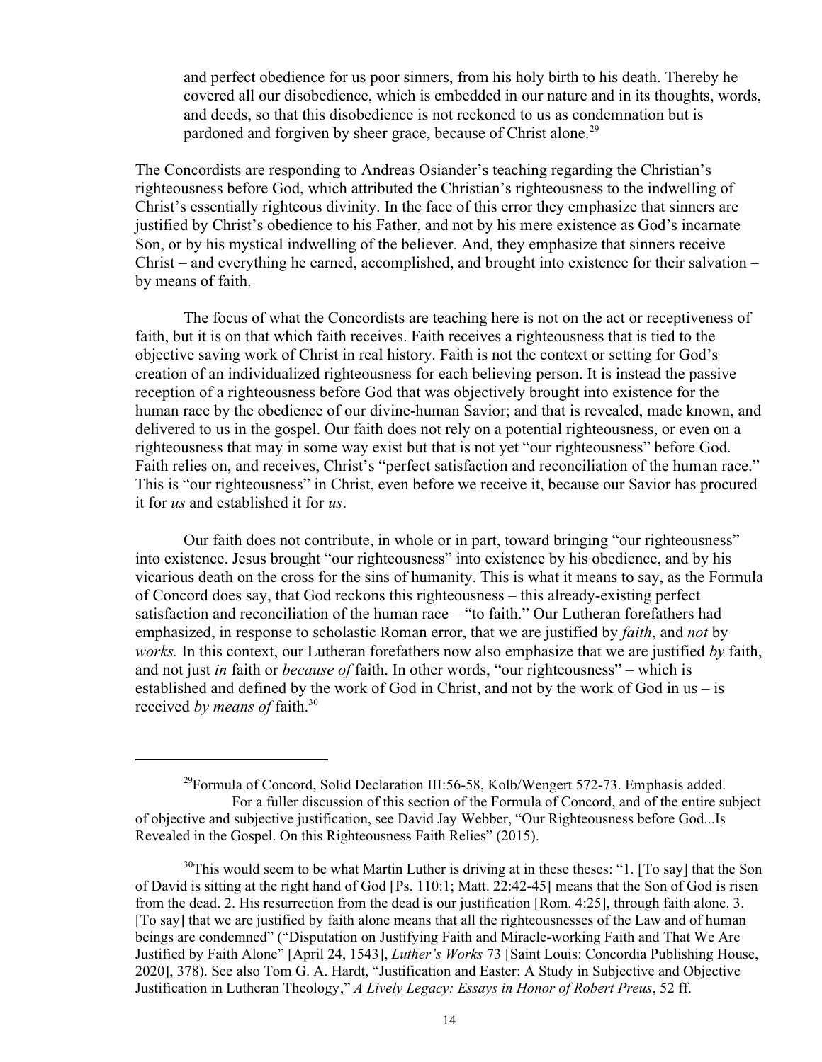> and perfect obedience for us poor sinners, from his holy birth to his death. Thereby he covered all our disobedience, which is embedded in our nature and in its thoughts, words, and deeds, so that this disobedience is not reckoned to us as condemnation but is pardoned and forgiven by sheer grace, because of Christ alone.[29]

The Concordists are responding to Andreas Osiander's teaching regarding the Christian's righteousness before God, which attributed the Christian's righteousness to the indwelling of Christ's essentially righteous divinity. In the face of this error they emphasize that sinners are justified by Christ's obedience to his Father, and not by his mere existence as God's incarnate Son, or by his mystical indwelling of the believer. And, they emphasize that sinners receive Christ – and everything he earned, accomplished, and brought into existence for their salvation – by means of faith.

The focus of what the Concordists are teaching here is not on the act or receptiveness of faith, but it is on that which faith receives. Faith receives a righteousness that is tied to the objective saving work of Christ in real history. Faith is not the context or setting for God's creation of an individualized righteousness for each believing person. It is instead the passive reception of a righteousness before God that was objectively brought into existence for the human race by the obedience of our divine-human Savior; and that is revealed, made known, and delivered to us in the gospel. Our faith does not rely on a potential righteousness, or even on a righteousness that may in some way exist but that is not yet "our righteousness" before God. Faith relies on, and receives, Christ's "perfect satisfaction and reconciliation of the human race." This is "our righteousness" in Christ, even before we receive it, because our Savior has procured it for *us* and established it for *us*.

Our faith does not contribute, in whole or in part, toward bringing "our righteousness" into existence. Jesus brought "our righteousness" into existence by his obedience, and by his vicarious death on the cross for the sins of humanity. This is what it means to say, as the Formula of Concord does say, that God reckons this righteousness – this already-existing perfect satisfaction and reconciliation of the human race – "to faith." Our Lutheran forefathers had emphasized, in response to scholastic Roman error, that we are justified by *faith*, and *not* by *works.* In this context, our Lutheran forefathers now also emphasize that we are justified *by* faith, and not just *in* faith or *because of* faith. In other words, "our righteousness" – which is established and defined by the work of God in Christ, and not by the work of God in us – is received *by means of* faith.[30]

---

[29] Formula of Concord, Solid Declaration III:56-58, Kolb/Wengert 572-73. Emphasis added.
For a fuller discussion of this section of the Formula of Concord, and of the entire subject of objective and subjective justification, see David Jay Webber, "Our Righteousness before God...Is Revealed in the Gospel. On this Righteousness Faith Relies" (2015).

[30] This would seem to be what Martin Luther is driving at in these theses: "1. [To say] that the Son of David is sitting at the right hand of God [Ps. 110:1; Matt. 22:42-45] means that the Son of God is risen from the dead. 2. His resurrection from the dead is our justification [Rom. 4:25], through faith alone. 3. [To say] that we are justified by faith alone means that all the righteousnesses of the Law and of human beings are condemned" ("Disputation on Justifying Faith and Miracle-working Faith and That We Are Justified by Faith Alone" [April 24, 1543], *Luther's Works* 73 [Saint Louis: Concordia Publishing House, 2020], 378). See also Tom G. A. Hardt, "Justification and Easter: A Study in Subjective and Objective Justification in Lutheran Theology," *A Lively Legacy: Essays in Honor of Robert Preus*, 52 ff.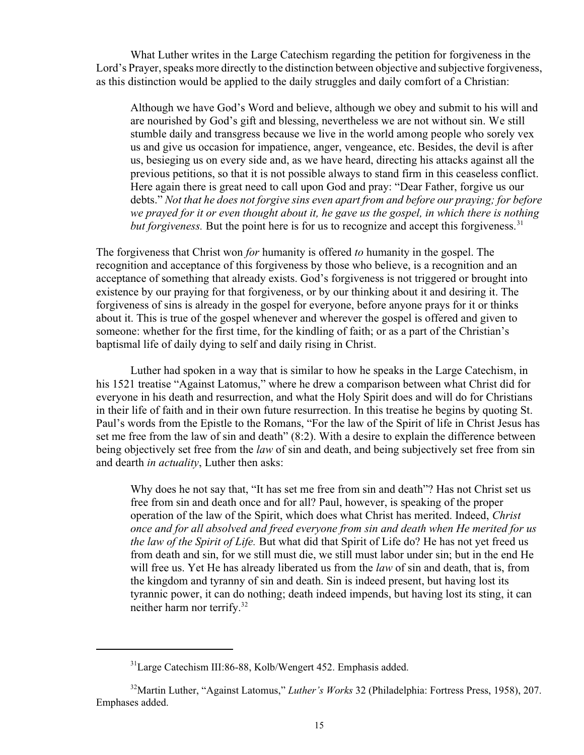What Luther writes in the Large Catechism regarding the petition for forgiveness in the Lord's Prayer, speaks more directly to the distinction between objective and subjective forgiveness, as this distinction would be applied to the daily struggles and daily comfort of a Christian:

> Although we have God's Word and believe, although we obey and submit to his will and are nourished by God's gift and blessing, nevertheless we are not without sin. We still stumble daily and transgress because we live in the world among people who sorely vex us and give us occasion for impatience, anger, vengeance, etc. Besides, the devil is after us, besieging us on every side and, as we have heard, directing his attacks against all the previous petitions, so that it is not possible always to stand firm in this ceaseless conflict. Here again there is great need to call upon God and pray: "Dear Father, forgive us our debts." *Not that he does not forgive sins even apart from and before our praying; for before we prayed for it or even thought about it, he gave us the gospel, in which there is nothing but forgiveness.* But the point here is for us to recognize and accept this forgiveness.[31]

The forgiveness that Christ won *for* humanity is offered *to* humanity in the gospel. The recognition and acceptance of this forgiveness by those who believe, is a recognition and an acceptance of something that already exists. God's forgiveness is not triggered or brought into existence by our praying for that forgiveness, or by our thinking about it and desiring it. The forgiveness of sins is already in the gospel for everyone, before anyone prays for it or thinks about it. This is true of the gospel whenever and wherever the gospel is offered and given to someone: whether for the first time, for the kindling of faith; or as a part of the Christian's baptismal life of daily dying to self and daily rising in Christ.

Luther had spoken in a way that is similar to how he speaks in the Large Catechism, in his 1521 treatise "Against Latomus," where he drew a comparison between what Christ did for everyone in his death and resurrection, and what the Holy Spirit does and will do for Christians in their life of faith and in their own future resurrection. In this treatise he begins by quoting St. Paul's words from the Epistle to the Romans, "For the law of the Spirit of life in Christ Jesus has set me free from the law of sin and death" (8:2). With a desire to explain the difference between being objectively set free from the *law* of sin and death, and being subjectively set free from sin and dearth *in actuality*, Luther then asks:

> Why does he not say that, "It has set me free from sin and death"? Has not Christ set us free from sin and death once and for all? Paul, however, is speaking of the proper operation of the law of the Spirit, which does what Christ has merited. Indeed, *Christ once and for all absolved and freed everyone from sin and death when He merited for us the law of the Spirit of Life.* But what did that Spirit of Life do? He has not yet freed us from death and sin, for we still must die, we still must labor under sin; but in the end He will free us. Yet He has already liberated us from the *law* of sin and death, that is, from the kingdom and tyranny of sin and death. Sin is indeed present, but having lost its tyrannic power, it can do nothing; death indeed impends, but having lost its sting, it can neither harm nor terrify.[32]

---

[31] Large Catechism III:86-88, Kolb/Wengert 452. Emphasis added.

[32] Martin Luther, "Against Latomus," *Luther's Works* 32 (Philadelphia: Fortress Press, 1958), 207. Emphases added.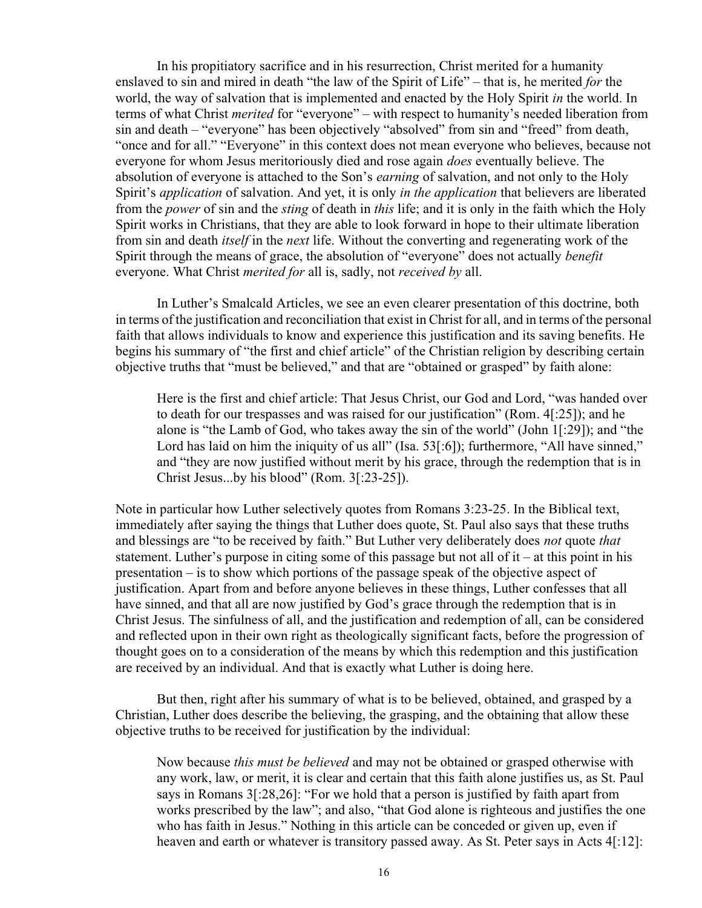In his propitiatory sacrifice and in his resurrection, Christ merited for a humanity enslaved to sin and mired in death "the law of the Spirit of Life" – that is, he merited *for* the world, the way of salvation that is implemented and enacted by the Holy Spirit *in* the world. In terms of what Christ *merited* for "everyone" – with respect to humanity's needed liberation from sin and death – "everyone" has been objectively "absolved" from sin and "freed" from death, "once and for all." "Everyone" in this context does not mean everyone who believes, because not everyone for whom Jesus meritoriously died and rose again *does* eventually believe. The absolution of everyone is attached to the Son's *earning* of salvation, and not only to the Holy Spirit's *application* of salvation. And yet, it is only *in the application* that believers are liberated from the *power* of sin and the *sting* of death in *this* life; and it is only in the faith which the Holy Spirit works in Christians, that they are able to look forward in hope to their ultimate liberation from sin and death *itself* in the *next* life. Without the converting and regenerating work of the Spirit through the means of grace, the absolution of "everyone" does not actually *benefit* everyone. What Christ *merited for* all is, sadly, not *received by* all.

In Luther's Smalcald Articles, we see an even clearer presentation of this doctrine, both in terms of the justification and reconciliation that exist in Christ for all, and in terms of the personal faith that allows individuals to know and experience this justification and its saving benefits. He begins his summary of "the first and chief article" of the Christian religion by describing certain objective truths that "must be believed," and that are "obtained or grasped" by faith alone:

> Here is the first and chief article: That Jesus Christ, our God and Lord, "was handed over to death for our trespasses and was raised for our justification" (Rom. 4[:25]); and he alone is "the Lamb of God, who takes away the sin of the world" (John 1[:29]); and "the Lord has laid on him the iniquity of us all" (Isa. 53[:6]); furthermore, "All have sinned," and "they are now justified without merit by his grace, through the redemption that is in Christ Jesus...by his blood" (Rom. 3[:23-25]).

Note in particular how Luther selectively quotes from Romans 3:23-25. In the Biblical text, immediately after saying the things that Luther does quote, St. Paul also says that these truths and blessings are "to be received by faith." But Luther very deliberately does *not* quote *that* statement. Luther's purpose in citing some of this passage but not all of it – at this point in his presentation – is to show which portions of the passage speak of the objective aspect of justification. Apart from and before anyone believes in these things, Luther confesses that all have sinned, and that all are now justified by God's grace through the redemption that is in Christ Jesus. The sinfulness of all, and the justification and redemption of all, can be considered and reflected upon in their own right as theologically significant facts, before the progression of thought goes on to a consideration of the means by which this redemption and this justification are received by an individual. And that is exactly what Luther is doing here.

But then, right after his summary of what is to be believed, obtained, and grasped by a Christian, Luther does describe the believing, the grasping, and the obtaining that allow these objective truths to be received for justification by the individual:

> Now because *this must be believed* and may not be obtained or grasped otherwise with any work, law, or merit, it is clear and certain that this faith alone justifies us, as St. Paul says in Romans 3[:28,26]: "For we hold that a person is justified by faith apart from works prescribed by the law"; and also, "that God alone is righteous and justifies the one who has faith in Jesus." Nothing in this article can be conceded or given up, even if heaven and earth or whatever is transitory passed away. As St. Peter says in Acts 4[:12]: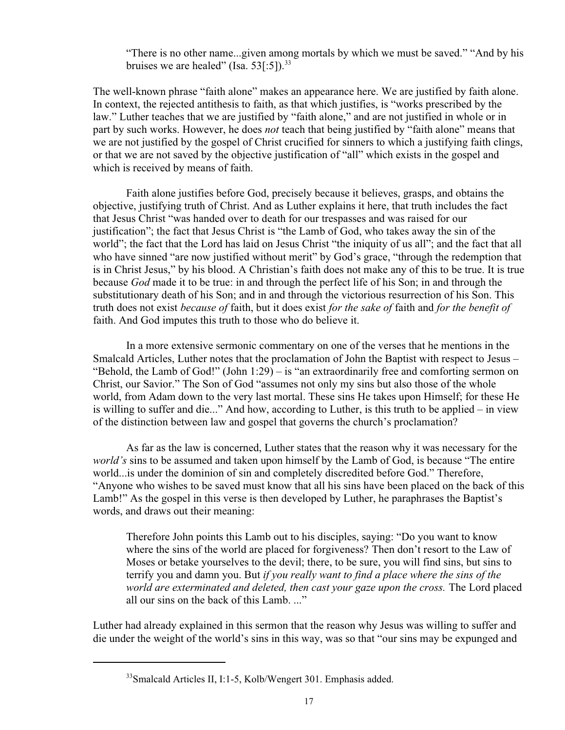> "There is no other name...given among mortals by which we must be saved." "And by his bruises we are healed" (Isa. 53[:5]).[33]

The well-known phrase "faith alone" makes an appearance here. We are justified by faith alone. In context, the rejected antithesis to faith, as that which justifies, is "works prescribed by the law." Luther teaches that we are justified by "faith alone," and are not justified in whole or in part by such works. However, he does *not* teach that being justified by "faith alone" means that we are not justified by the gospel of Christ crucified for sinners to which a justifying faith clings, or that we are not saved by the objective justification of "all" which exists in the gospel and which is received by means of faith.

Faith alone justifies before God, precisely because it believes, grasps, and obtains the objective, justifying truth of Christ. And as Luther explains it here, that truth includes the fact that Jesus Christ "was handed over to death for our trespasses and was raised for our justification"; the fact that Jesus Christ is "the Lamb of God, who takes away the sin of the world"; the fact that the Lord has laid on Jesus Christ "the iniquity of us all"; and the fact that all who have sinned "are now justified without merit" by God's grace, "through the redemption that is in Christ Jesus," by his blood. A Christian's faith does not make any of this to be true. It is true because *God* made it to be true: in and through the perfect life of his Son; in and through the substitutionary death of his Son; and in and through the victorious resurrection of his Son. This truth does not exist *because of* faith, but it does exist *for the sake of* faith and *for the benefit of* faith. And God imputes this truth to those who do believe it.

In a more extensive sermonic commentary on one of the verses that he mentions in the Smalcald Articles, Luther notes that the proclamation of John the Baptist with respect to Jesus – "Behold, the Lamb of God!" (John 1:29) – is "an extraordinarily free and comforting sermon on Christ, our Savior." The Son of God "assumes not only my sins but also those of the whole world, from Adam down to the very last mortal. These sins He takes upon Himself; for these He is willing to suffer and die..." And how, according to Luther, is this truth to be applied – in view of the distinction between law and gospel that governs the church's proclamation?

As far as the law is concerned, Luther states that the reason why it was necessary for the *world's* sins to be assumed and taken upon himself by the Lamb of God, is because "The entire world...is under the dominion of sin and completely discredited before God." Therefore, "Anyone who wishes to be saved must know that all his sins have been placed on the back of this Lamb!" As the gospel in this verse is then developed by Luther, he paraphrases the Baptist's words, and draws out their meaning:

> Therefore John points this Lamb out to his disciples, saying: "Do you want to know where the sins of the world are placed for forgiveness? Then don't resort to the Law of Moses or betake yourselves to the devil; there, to be sure, you will find sins, but sins to terrify you and damn you. But *if you really want to find a place where the sins of the world are exterminated and deleted, then cast your gaze upon the cross.* The Lord placed all our sins on the back of this Lamb. ..."

Luther had already explained in this sermon that the reason why Jesus was willing to suffer and die under the weight of the world's sins in this way, was so that "our sins may be expunged and

[33] Smalcald Articles II, I:1-5, Kolb/Wengert 301. Emphasis added.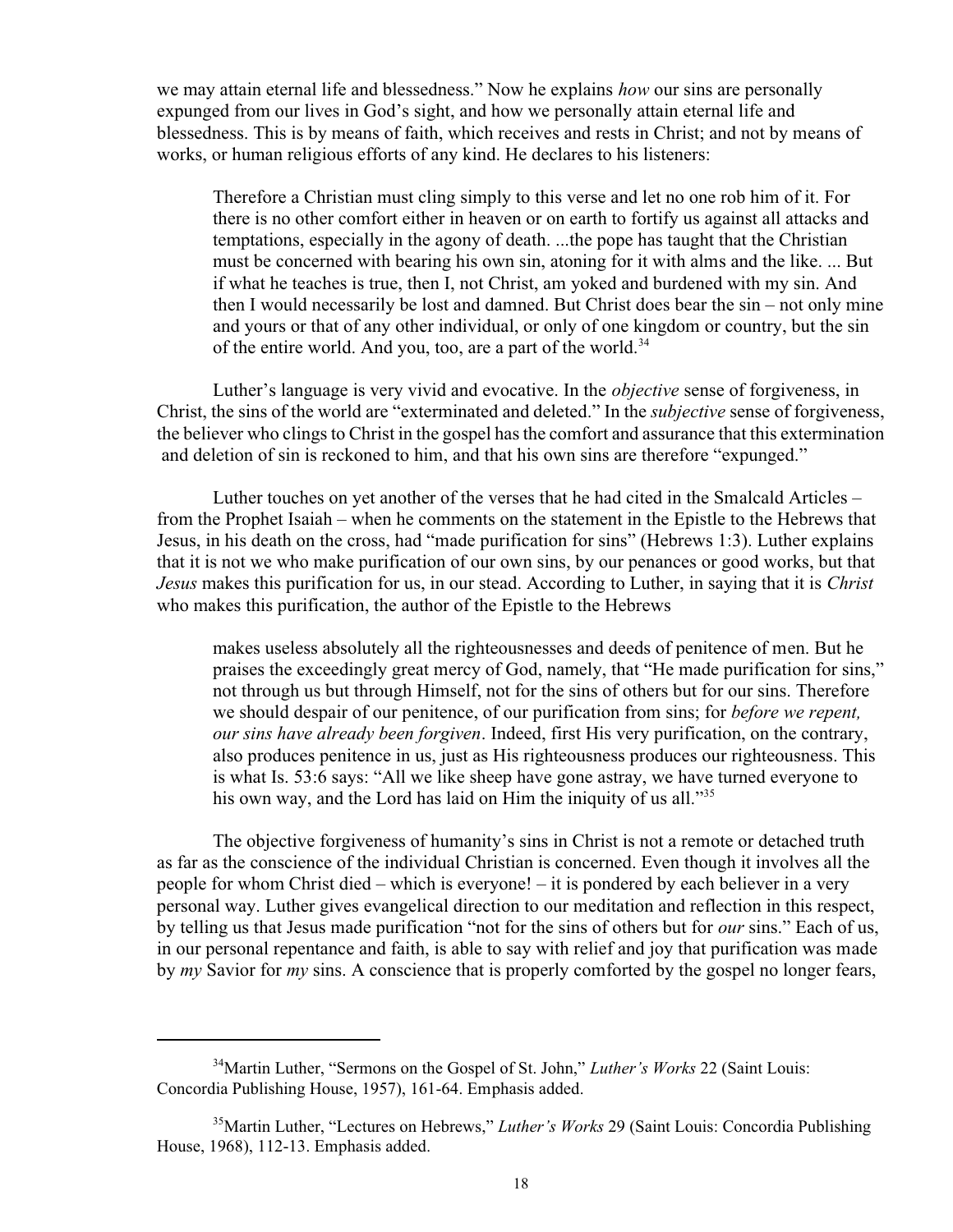we may attain eternal life and blessedness." Now he explains *how* our sins are personally expunged from our lives in God's sight, and how we personally attain eternal life and blessedness. This is by means of faith, which receives and rests in Christ; and not by means of works, or human religious efforts of any kind. He declares to his listeners:

> Therefore a Christian must cling simply to this verse and let no one rob him of it. For there is no other comfort either in heaven or on earth to fortify us against all attacks and temptations, especially in the agony of death. ...the pope has taught that the Christian must be concerned with bearing his own sin, atoning for it with alms and the like. ... But if what he teaches is true, then I, not Christ, am yoked and burdened with my sin. And then I would necessarily be lost and damned. But Christ does bear the sin – not only mine and yours or that of any other individual, or only of one kingdom or country, but the sin of the entire world. And you, too, are a part of the world.[34]

Luther's language is very vivid and evocative. In the *objective* sense of forgiveness, in Christ, the sins of the world are "exterminated and deleted." In the *subjective* sense of forgiveness, the believer who clings to Christ in the gospel has the comfort and assurance that this extermination and deletion of sin is reckoned to him, and that his own sins are therefore "expunged."

Luther touches on yet another of the verses that he had cited in the Smalcald Articles – from the Prophet Isaiah – when he comments on the statement in the Epistle to the Hebrews that Jesus, in his death on the cross, had "made purification for sins" (Hebrews 1:3). Luther explains that it is not we who make purification of our own sins, by our penances or good works, but that *Jesus* makes this purification for us, in our stead. According to Luther, in saying that it is *Christ* who makes this purification, the author of the Epistle to the Hebrews

> makes useless absolutely all the righteousnesses and deeds of penitence of men. But he praises the exceedingly great mercy of God, namely, that "He made purification for sins," not through us but through Himself, not for the sins of others but for our sins. Therefore we should despair of our penitence, of our purification from sins; for *before we repent, our sins have already been forgiven*. Indeed, first His very purification, on the contrary, also produces penitence in us, just as His righteousness produces our righteousness. This is what Is. 53:6 says: "All we like sheep have gone astray, we have turned everyone to his own way, and the Lord has laid on Him the iniquity of us all."[35]

The objective forgiveness of humanity's sins in Christ is not a remote or detached truth as far as the conscience of the individual Christian is concerned. Even though it involves all the people for whom Christ died – which is everyone! – it is pondered by each believer in a very personal way. Luther gives evangelical direction to our meditation and reflection in this respect, by telling us that Jesus made purification "not for the sins of others but for *our* sins." Each of us, in our personal repentance and faith, is able to say with relief and joy that purification was made by *my* Savior for *my* sins. A conscience that is properly comforted by the gospel no longer fears,

---

[34] Martin Luther, "Sermons on the Gospel of St. John," *Luther's Works* 22 (Saint Louis: Concordia Publishing House, 1957), 161-64. Emphasis added.

[35] Martin Luther, "Lectures on Hebrews," *Luther's Works* 29 (Saint Louis: Concordia Publishing House, 1968), 112-13. Emphasis added.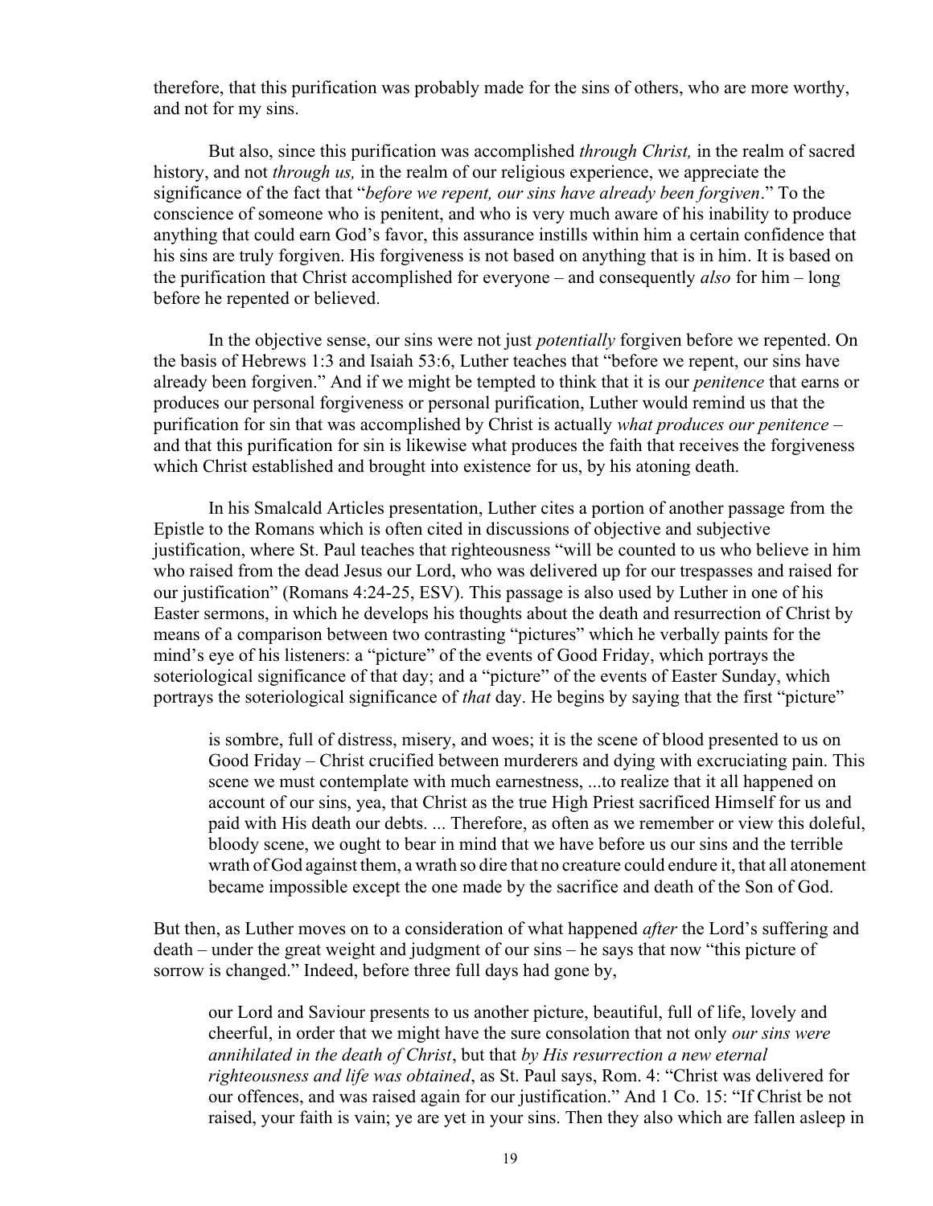therefore, that this purification was probably made for the sins of others, who are more worthy, and not for my sins.

But also, since this purification was accomplished *through Christ,* in the realm of sacred history, and not *through us,* in the realm of our religious experience, we appreciate the significance of the fact that "*before we repent, our sins have already been forgiven*." To the conscience of someone who is penitent, and who is very much aware of his inability to produce anything that could earn God's favor, this assurance instills within him a certain confidence that his sins are truly forgiven. His forgiveness is not based on anything that is in him. It is based on the purification that Christ accomplished for everyone – and consequently *also* for him – long before he repented or believed.

In the objective sense, our sins were not just *potentially* forgiven before we repented. On the basis of Hebrews 1:3 and Isaiah 53:6, Luther teaches that "before we repent, our sins have already been forgiven." And if we might be tempted to think that it is our *penitence* that earns or produces our personal forgiveness or personal purification, Luther would remind us that the purification for sin that was accomplished by Christ is actually *what produces our penitence* – and that this purification for sin is likewise what produces the faith that receives the forgiveness which Christ established and brought into existence for us, by his atoning death.

In his Smalcald Articles presentation, Luther cites a portion of another passage from the Epistle to the Romans which is often cited in discussions of objective and subjective justification, where St. Paul teaches that righteousness "will be counted to us who believe in him who raised from the dead Jesus our Lord, who was delivered up for our trespasses and raised for our justification" (Romans 4:24-25, ESV). This passage is also used by Luther in one of his Easter sermons, in which he develops his thoughts about the death and resurrection of Christ by means of a comparison between two contrasting "pictures" which he verbally paints for the mind's eye of his listeners: a "picture" of the events of Good Friday, which portrays the soteriological significance of that day; and a "picture" of the events of Easter Sunday, which portrays the soteriological significance of *that* day. He begins by saying that the first "picture"

> is sombre, full of distress, misery, and woes; it is the scene of blood presented to us on Good Friday – Christ crucified between murderers and dying with excruciating pain. This scene we must contemplate with much earnestness, ...to realize that it all happened on account of our sins, yea, that Christ as the true High Priest sacrificed Himself for us and paid with His death our debts. ... Therefore, as often as we remember or view this doleful, bloody scene, we ought to bear in mind that we have before us our sins and the terrible wrath of God against them, a wrath so dire that no creature could endure it, that all atonement became impossible except the one made by the sacrifice and death of the Son of God.

But then, as Luther moves on to a consideration of what happened *after* the Lord's suffering and death – under the great weight and judgment of our sins – he says that now "this picture of sorrow is changed." Indeed, before three full days had gone by,

> our Lord and Saviour presents to us another picture, beautiful, full of life, lovely and cheerful, in order that we might have the sure consolation that not only *our sins were annihilated in the death of Christ*, but that *by His resurrection a new eternal righteousness and life was obtained*, as St. Paul says, Rom. 4: "Christ was delivered for our offences, and was raised again for our justification." And 1 Co. 15: "If Christ be not raised, your faith is vain; ye are yet in your sins. Then they also which are fallen asleep in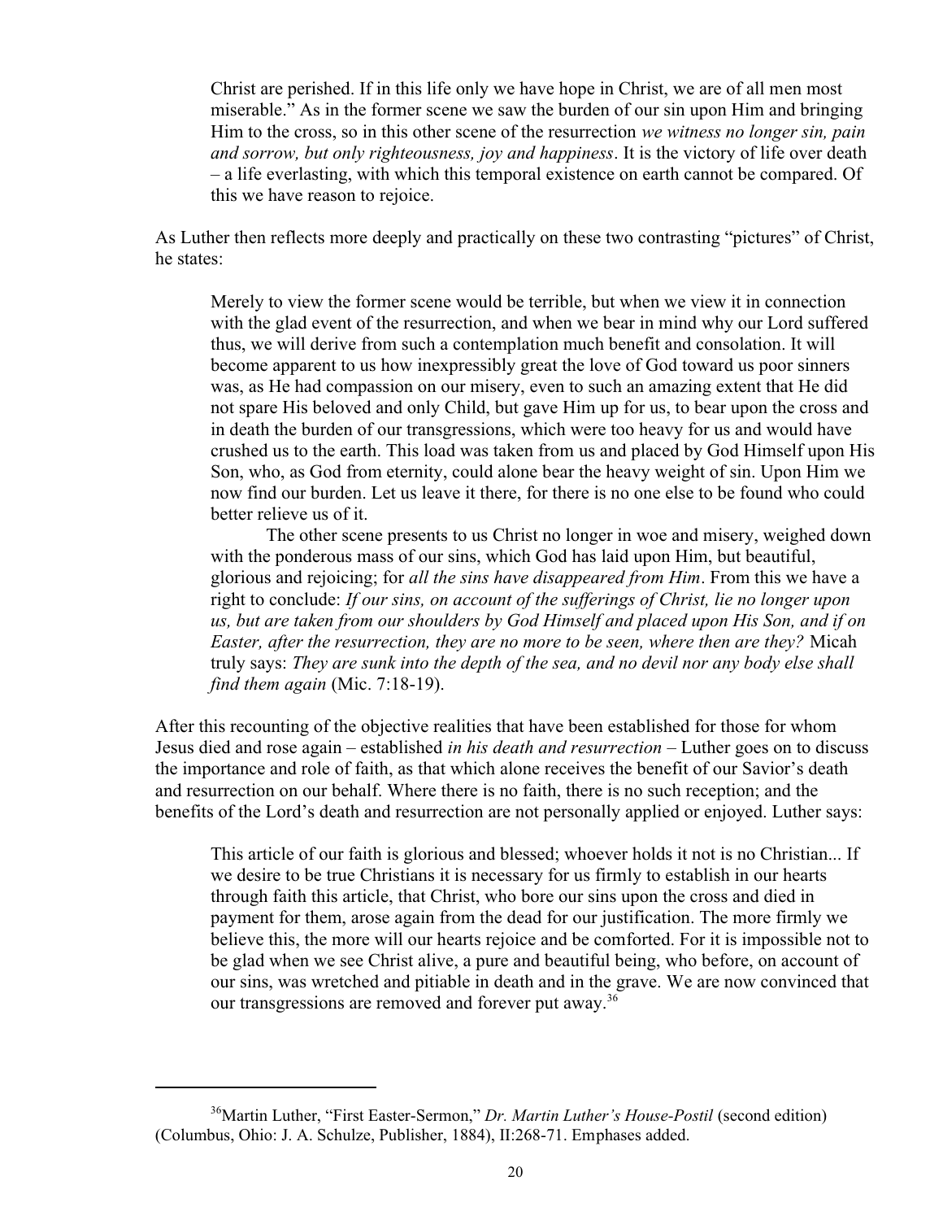> Christ are perished. If in this life only we have hope in Christ, we are of all men most miserable." As in the former scene we saw the burden of our sin upon Him and bringing Him to the cross, so in this other scene of the resurrection *we witness no longer sin, pain and sorrow, but only righteousness, joy and happiness*. It is the victory of life over death – a life everlasting, with which this temporal existence on earth cannot be compared. Of this we have reason to rejoice.

As Luther then reflects more deeply and practically on these two contrasting "pictures" of Christ, he states:

> Merely to view the former scene would be terrible, but when we view it in connection with the glad event of the resurrection, and when we bear in mind why our Lord suffered thus, we will derive from such a contemplation much benefit and consolation. It will become apparent to us how inexpressibly great the love of God toward us poor sinners was, as He had compassion on our misery, even to such an amazing extent that He did not spare His beloved and only Child, but gave Him up for us, to bear upon the cross and in death the burden of our transgressions, which were too heavy for us and would have crushed us to the earth. This load was taken from us and placed by God Himself upon His Son, who, as God from eternity, could alone bear the heavy weight of sin. Upon Him we now find our burden. Let us leave it there, for there is no one else to be found who could better relieve us of it.
>
> The other scene presents to us Christ no longer in woe and misery, weighed down with the ponderous mass of our sins, which God has laid upon Him, but beautiful, glorious and rejoicing; for *all the sins have disappeared from Him*. From this we have a right to conclude: *If our sins, on account of the sufferings of Christ, lie no longer upon us, but are taken from our shoulders by God Himself and placed upon His Son, and if on Easter, after the resurrection, they are no more to be seen, where then are they?* Micah truly says: *They are sunk into the depth of the sea, and no devil nor any body else shall find them again* (Mic. 7:18-19).

After this recounting of the objective realities that have been established for those for whom Jesus died and rose again – established *in his death and resurrection* – Luther goes on to discuss the importance and role of faith, as that which alone receives the benefit of our Savior's death and resurrection on our behalf. Where there is no faith, there is no such reception; and the benefits of the Lord's death and resurrection are not personally applied or enjoyed. Luther says:

> This article of our faith is glorious and blessed; whoever holds it not is no Christian... If we desire to be true Christians it is necessary for us firmly to establish in our hearts through faith this article, that Christ, who bore our sins upon the cross and died in payment for them, arose again from the dead for our justification. The more firmly we believe this, the more will our hearts rejoice and be comforted. For it is impossible not to be glad when we see Christ alive, a pure and beautiful being, who before, on account of our sins, was wretched and pitiable in death and in the grave. We are now convinced that our transgressions are removed and forever put away.[36]

---

[36] Martin Luther, "First Easter-Sermon," *Dr. Martin Luther's House-Postil* (second edition) (Columbus, Ohio: J. A. Schulze, Publisher, 1884), II:268-71. Emphases added.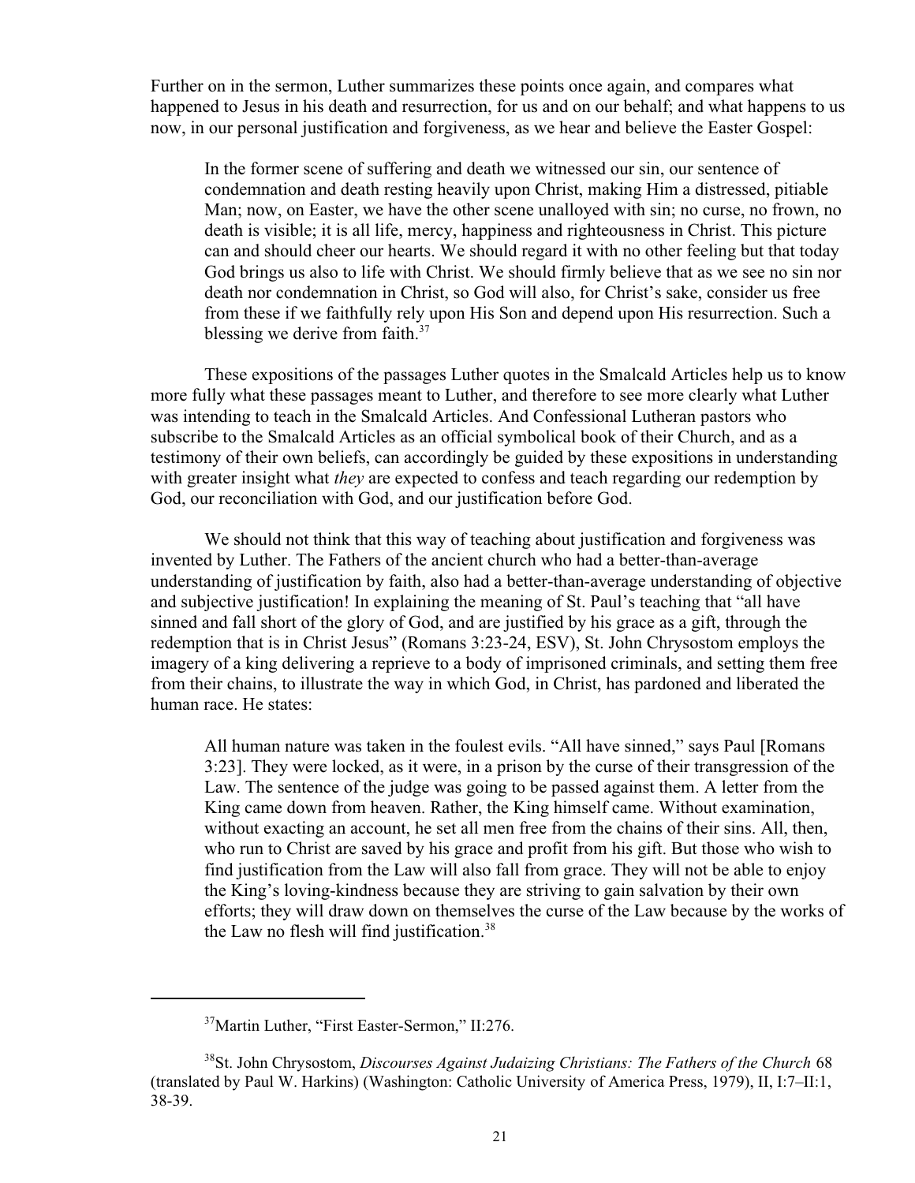Further on in the sermon, Luther summarizes these points once again, and compares what happened to Jesus in his death and resurrection, for us and on our behalf; and what happens to us now, in our personal justification and forgiveness, as we hear and believe the Easter Gospel:

> In the former scene of suffering and death we witnessed our sin, our sentence of condemnation and death resting heavily upon Christ, making Him a distressed, pitiable Man; now, on Easter, we have the other scene unalloyed with sin; no curse, no frown, no death is visible; it is all life, mercy, happiness and righteousness in Christ. This picture can and should cheer our hearts. We should regard it with no other feeling but that today God brings us also to life with Christ. We should firmly believe that as we see no sin nor death nor condemnation in Christ, so God will also, for Christ's sake, consider us free from these if we faithfully rely upon His Son and depend upon His resurrection. Such a blessing we derive from faith.[37]

These expositions of the passages Luther quotes in the Smalcald Articles help us to know more fully what these passages meant to Luther, and therefore to see more clearly what Luther was intending to teach in the Smalcald Articles. And Confessional Lutheran pastors who subscribe to the Smalcald Articles as an official symbolical book of their Church, and as a testimony of their own beliefs, can accordingly be guided by these expositions in understanding with greater insight what *they* are expected to confess and teach regarding our redemption by God, our reconciliation with God, and our justification before God.

We should not think that this way of teaching about justification and forgiveness was invented by Luther. The Fathers of the ancient church who had a better-than-average understanding of justification by faith, also had a better-than-average understanding of objective and subjective justification! In explaining the meaning of St. Paul's teaching that "all have sinned and fall short of the glory of God, and are justified by his grace as a gift, through the redemption that is in Christ Jesus" (Romans 3:23-24, ESV), St. John Chrysostom employs the imagery of a king delivering a reprieve to a body of imprisoned criminals, and setting them free from their chains, to illustrate the way in which God, in Christ, has pardoned and liberated the human race. He states:

> All human nature was taken in the foulest evils. "All have sinned," says Paul [Romans 3:23]. They were locked, as it were, in a prison by the curse of their transgression of the Law. The sentence of the judge was going to be passed against them. A letter from the King came down from heaven. Rather, the King himself came. Without examination, without exacting an account, he set all men free from the chains of their sins. All, then, who run to Christ are saved by his grace and profit from his gift. But those who wish to find justification from the Law will also fall from grace. They will not be able to enjoy the King's loving-kindness because they are striving to gain salvation by their own efforts; they will draw down on themselves the curse of the Law because by the works of the Law no flesh will find justification.[38]

---

[37] Martin Luther, "First Easter-Sermon," II:276.

[38] St. John Chrysostom, *Discourses Against Judaizing Christians: The Fathers of the Church* 68 (translated by Paul W. Harkins) (Washington: Catholic University of America Press, 1979), II, I:7–II:1, 38-39.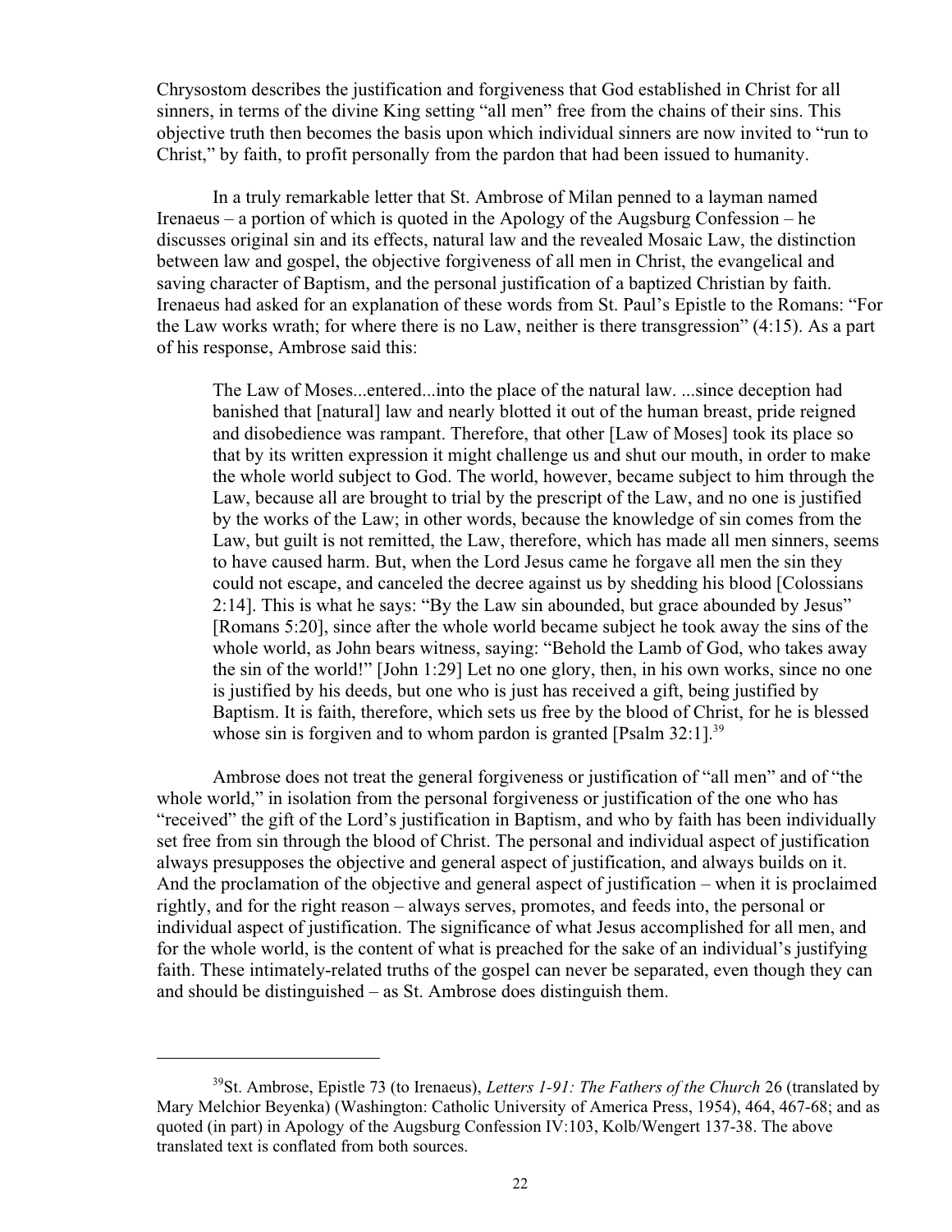Chrysostom describes the justification and forgiveness that God established in Christ for all sinners, in terms of the divine King setting "all men" free from the chains of their sins. This objective truth then becomes the basis upon which individual sinners are now invited to "run to Christ," by faith, to profit personally from the pardon that had been issued to humanity.

In a truly remarkable letter that St. Ambrose of Milan penned to a layman named Irenaeus – a portion of which is quoted in the Apology of the Augsburg Confession – he discusses original sin and its effects, natural law and the revealed Mosaic Law, the distinction between law and gospel, the objective forgiveness of all men in Christ, the evangelical and saving character of Baptism, and the personal justification of a baptized Christian by faith. Irenaeus had asked for an explanation of these words from St. Paul's Epistle to the Romans: "For the Law works wrath; for where there is no Law, neither is there transgression" (4:15). As a part of his response, Ambrose said this:

> The Law of Moses...entered...into the place of the natural law. ...since deception had banished that [natural] law and nearly blotted it out of the human breast, pride reigned and disobedience was rampant. Therefore, that other [Law of Moses] took its place so that by its written expression it might challenge us and shut our mouth, in order to make the whole world subject to God. The world, however, became subject to him through the Law, because all are brought to trial by the prescript of the Law, and no one is justified by the works of the Law; in other words, because the knowledge of sin comes from the Law, but guilt is not remitted, the Law, therefore, which has made all men sinners, seems to have caused harm. But, when the Lord Jesus came he forgave all men the sin they could not escape, and canceled the decree against us by shedding his blood [Colossians 2:14]. This is what he says: "By the Law sin abounded, but grace abounded by Jesus" [Romans 5:20], since after the whole world became subject he took away the sins of the whole world, as John bears witness, saying: "Behold the Lamb of God, who takes away the sin of the world!" [John 1:29] Let no one glory, then, in his own works, since no one is justified by his deeds, but one who is just has received a gift, being justified by Baptism. It is faith, therefore, which sets us free by the blood of Christ, for he is blessed whose sin is forgiven and to whom pardon is granted [Psalm 32:1].[39]

Ambrose does not treat the general forgiveness or justification of "all men" and of "the whole world," in isolation from the personal forgiveness or justification of the one who has "received" the gift of the Lord's justification in Baptism, and who by faith has been individually set free from sin through the blood of Christ. The personal and individual aspect of justification always presupposes the objective and general aspect of justification, and always builds on it. And the proclamation of the objective and general aspect of justification – when it is proclaimed rightly, and for the right reason – always serves, promotes, and feeds into, the personal or individual aspect of justification. The significance of what Jesus accomplished for all men, and for the whole world, is the content of what is preached for the sake of an individual's justifying faith. These intimately-related truths of the gospel can never be separated, even though they can and should be distinguished – as St. Ambrose does distinguish them.

---

[39]St. Ambrose, Epistle 73 (to Irenaeus), *Letters 1-91: The Fathers of the Church* 26 (translated by Mary Melchior Beyenka) (Washington: Catholic University of America Press, 1954), 464, 467-68; and as quoted (in part) in Apology of the Augsburg Confession IV:103, Kolb/Wengert 137-38. The above translated text is conflated from both sources.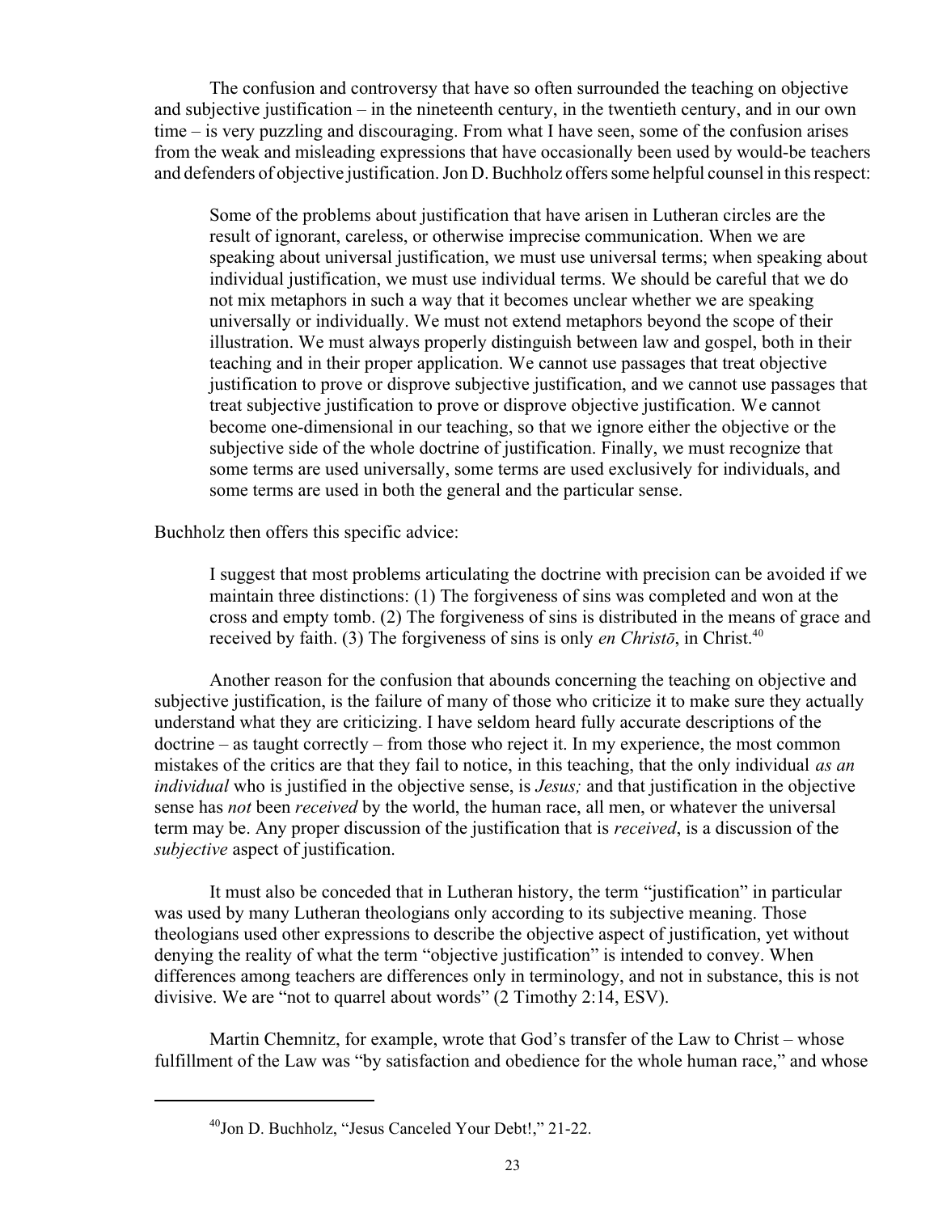The confusion and controversy that have so often surrounded the teaching on objective and subjective justification – in the nineteenth century, in the twentieth century, and in our own time – is very puzzling and discouraging. From what I have seen, some of the confusion arises from the weak and misleading expressions that have occasionally been used by would-be teachers and defenders of objective justification. Jon D. Buchholz offers some helpful counsel in this respect:

> Some of the problems about justification that have arisen in Lutheran circles are the result of ignorant, careless, or otherwise imprecise communication. When we are speaking about universal justification, we must use universal terms; when speaking about individual justification, we must use individual terms. We should be careful that we do not mix metaphors in such a way that it becomes unclear whether we are speaking universally or individually. We must not extend metaphors beyond the scope of their illustration. We must always properly distinguish between law and gospel, both in their teaching and in their proper application. We cannot use passages that treat objective justification to prove or disprove subjective justification, and we cannot use passages that treat subjective justification to prove or disprove objective justification. We cannot become one-dimensional in our teaching, so that we ignore either the objective or the subjective side of the whole doctrine of justification. Finally, we must recognize that some terms are used universally, some terms are used exclusively for individuals, and some terms are used in both the general and the particular sense.

Buchholz then offers this specific advice:

> I suggest that most problems articulating the doctrine with precision can be avoided if we maintain three distinctions: (1) The forgiveness of sins was completed and won at the cross and empty tomb. (2) The forgiveness of sins is distributed in the means of grace and received by faith. (3) The forgiveness of sins is only *en Christō*, in Christ.[40]

Another reason for the confusion that abounds concerning the teaching on objective and subjective justification, is the failure of many of those who criticize it to make sure they actually understand what they are criticizing. I have seldom heard fully accurate descriptions of the doctrine – as taught correctly – from those who reject it. In my experience, the most common mistakes of the critics are that they fail to notice, in this teaching, that the only individual *as an individual* who is justified in the objective sense, is *Jesus;* and that justification in the objective sense has *not* been *received* by the world, the human race, all men, or whatever the universal term may be. Any proper discussion of the justification that is *received*, is a discussion of the *subjective* aspect of justification.

It must also be conceded that in Lutheran history, the term "justification" in particular was used by many Lutheran theologians only according to its subjective meaning. Those theologians used other expressions to describe the objective aspect of justification, yet without denying the reality of what the term "objective justification" is intended to convey. When differences among teachers are differences only in terminology, and not in substance, this is not divisive. We are "not to quarrel about words" (2 Timothy 2:14, ESV).

Martin Chemnitz, for example, wrote that God's transfer of the Law to Christ – whose fulfillment of the Law was "by satisfaction and obedience for the whole human race," and whose

---

[40] Jon D. Buchholz, "Jesus Canceled Your Debt!," 21-22.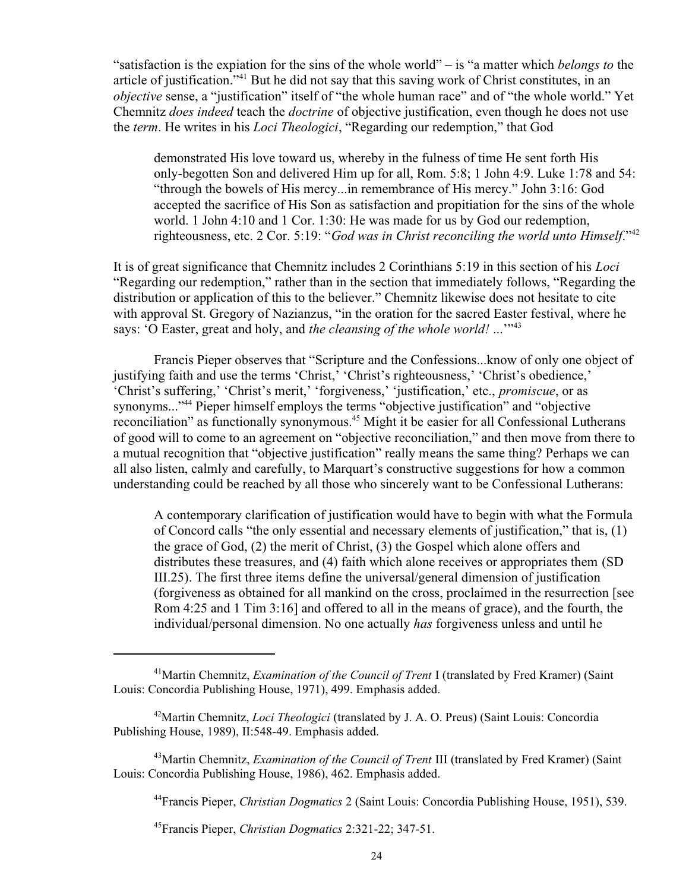"satisfaction is the expiation for the sins of the whole world" – is "a matter which *belongs to* the article of justification."[41] But he did not say that this saving work of Christ constitutes, in an *objective* sense, a "justification" itself of "the whole human race" and of "the whole world." Yet Chemnitz *does indeed* teach the *doctrine* of objective justification, even though he does not use the *term*. He writes in his *Loci Theologici*, "Regarding our redemption," that God

> demonstrated His love toward us, whereby in the fulness of time He sent forth His only-begotten Son and delivered Him up for all, Rom. 5:8; 1 John 4:9. Luke 1:78 and 54: "through the bowels of His mercy...in remembrance of His mercy." John 3:16: God accepted the sacrifice of His Son as satisfaction and propitiation for the sins of the whole world. 1 John 4:10 and 1 Cor. 1:30: He was made for us by God our redemption, righteousness, etc. 2 Cor. 5:19: "*God was in Christ reconciling the world unto Himself*."[42]

It is of great significance that Chemnitz includes 2 Corinthians 5:19 in this section of his *Loci* "Regarding our redemption," rather than in the section that immediately follows, "Regarding the distribution or application of this to the believer." Chemnitz likewise does not hesitate to cite with approval St. Gregory of Nazianzus, "in the oration for the sacred Easter festival, where he says: 'O Easter, great and holy, and *the cleansing of the whole world!* ...'"[43]

Francis Pieper observes that "Scripture and the Confessions...know of only one object of justifying faith and use the terms 'Christ,' 'Christ's righteousness,' 'Christ's obedience,' 'Christ's suffering,' 'Christ's merit,' 'forgiveness,' 'justification,' etc., *promiscue*, or as synonyms..."[44] Pieper himself employs the terms "objective justification" and "objective reconciliation" as functionally synonymous.[45] Might it be easier for all Confessional Lutherans of good will to come to an agreement on "objective reconciliation," and then move from there to a mutual recognition that "objective justification" really means the same thing? Perhaps we can all also listen, calmly and carefully, to Marquart's constructive suggestions for how a common understanding could be reached by all those who sincerely want to be Confessional Lutherans:

> A contemporary clarification of justification would have to begin with what the Formula of Concord calls "the only essential and necessary elements of justification," that is, (1) the grace of God, (2) the merit of Christ, (3) the Gospel which alone offers and distributes these treasures, and (4) faith which alone receives or appropriates them (SD III.25). The first three items define the universal/general dimension of justification (forgiveness as obtained for all mankind on the cross, proclaimed in the resurrection [see Rom 4:25 and 1 Tim 3:16] and offered to all in the means of grace), and the fourth, the individual/personal dimension. No one actually *has* forgiveness unless and until he

---

[41] Martin Chemnitz, *Examination of the Council of Trent* I (translated by Fred Kramer) (Saint Louis: Concordia Publishing House, 1971), 499. Emphasis added.

[42] Martin Chemnitz, *Loci Theologici* (translated by J. A. O. Preus) (Saint Louis: Concordia Publishing House, 1989), II:548-49. Emphasis added.

[43] Martin Chemnitz, *Examination of the Council of Trent* III (translated by Fred Kramer) (Saint Louis: Concordia Publishing House, 1986), 462. Emphasis added.

[44] Francis Pieper, *Christian Dogmatics* 2 (Saint Louis: Concordia Publishing House, 1951), 539.

[45] Francis Pieper, *Christian Dogmatics* 2:321-22; 347-51.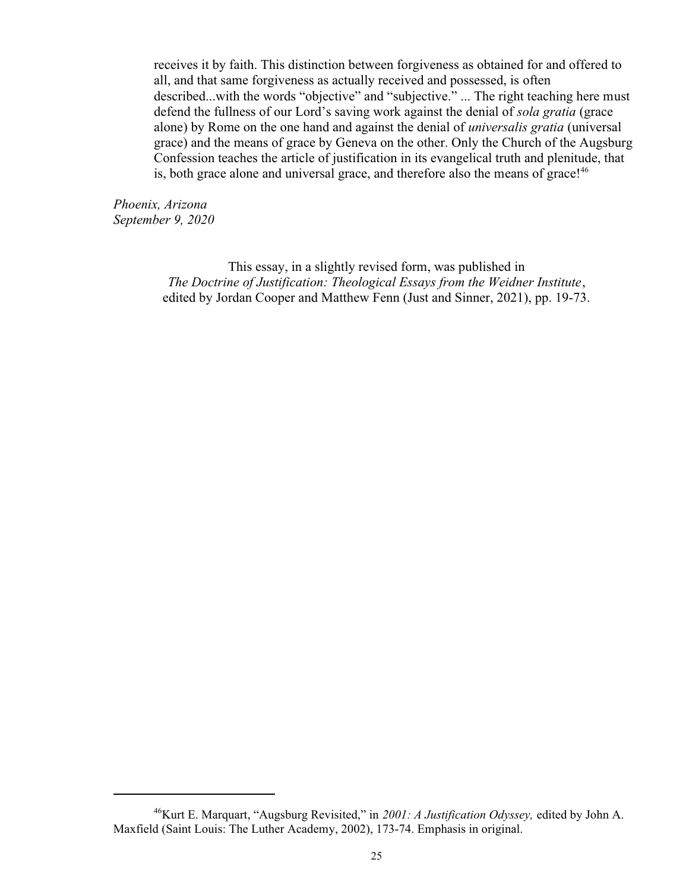> receives it by faith. This distinction between forgiveness as obtained for and offered to all, and that same forgiveness as actually received and possessed, is often described...with the words "objective" and "subjective." ... The right teaching here must defend the fullness of our Lord's saving work against the denial of *sola gratia* (grace alone) by Rome on the one hand and against the denial of *universalis gratia* (universal grace) and the means of grace by Geneva on the other. Only the Church of the Augsburg Confession teaches the article of justification in its evangelical truth and plenitude, that is, both grace alone and universal grace, and therefore also the means of grace![46]

*Phoenix, Arizona*
*September 9, 2020*

This essay, in a slightly revised form, was published in *The Doctrine of Justification: Theological Essays from the Weidner Institute*, edited by Jordan Cooper and Matthew Fenn (Just and Sinner, 2021), pp. 19-73.

---

[46]Kurt E. Marquart, "Augsburg Revisited," in *2001: A Justification Odyssey,* edited by John A. Maxfield (Saint Louis: The Luther Academy, 2002), 173-74. Emphasis in original.